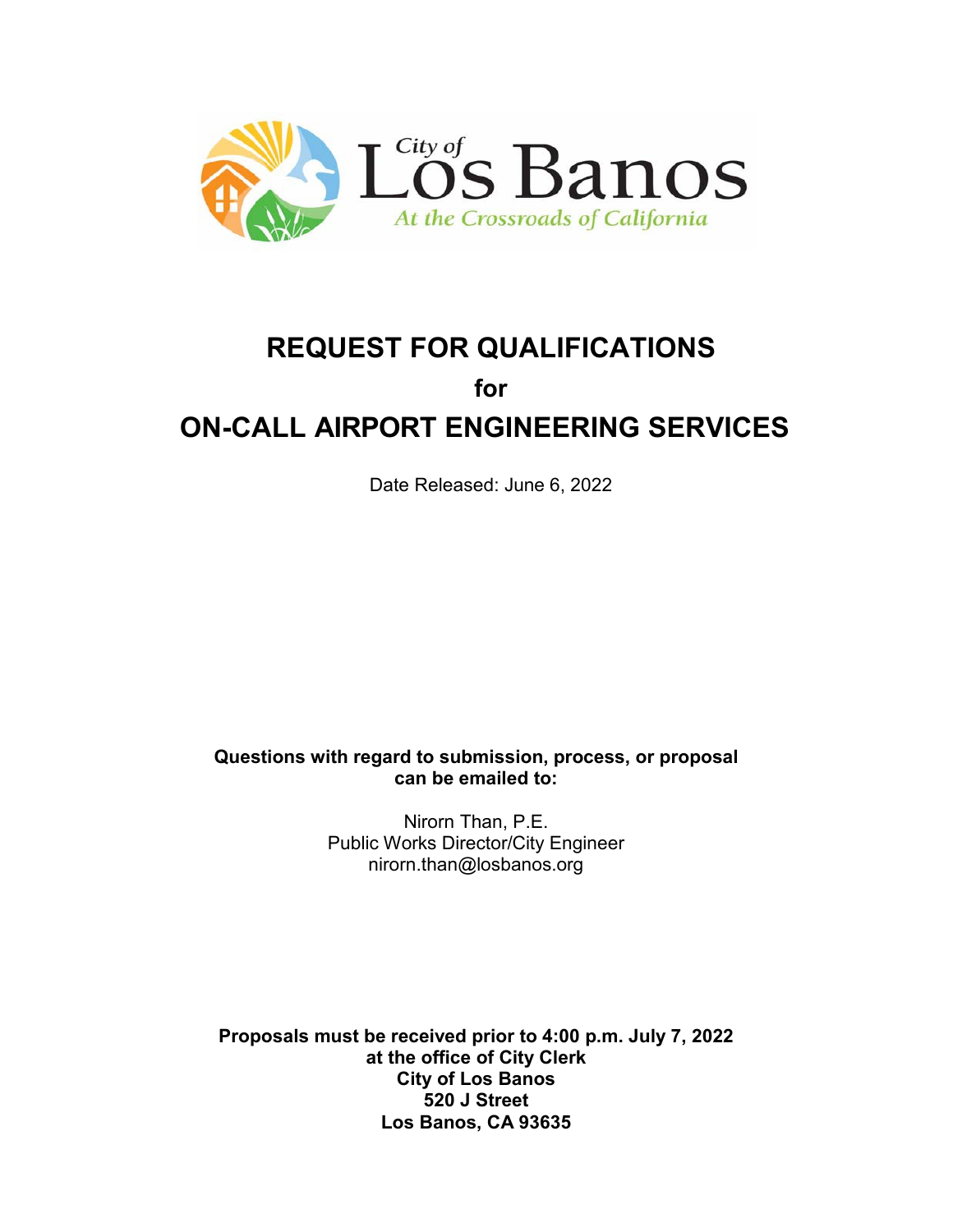City of Los Banos

*At the Crossroads of California*

# REQUEST FOR QUALIFICATIONS

## for

# ON-CALL AIRPORT ENGINEERING SERVICES

Date Released: June 6, 2022

**Questions with regard to submission, process, or proposal can be emailed to:**

Nirorn Than, P.E.
Public Works Director/City Engineer
nirorn.than@losbanos.org

**Proposals must be received prior to 4:00 p.m. July 7, 2022**
**at the office of City Clerk**
**City of Los Banos**
**520 J Street**
**Los Banos, CA 93635**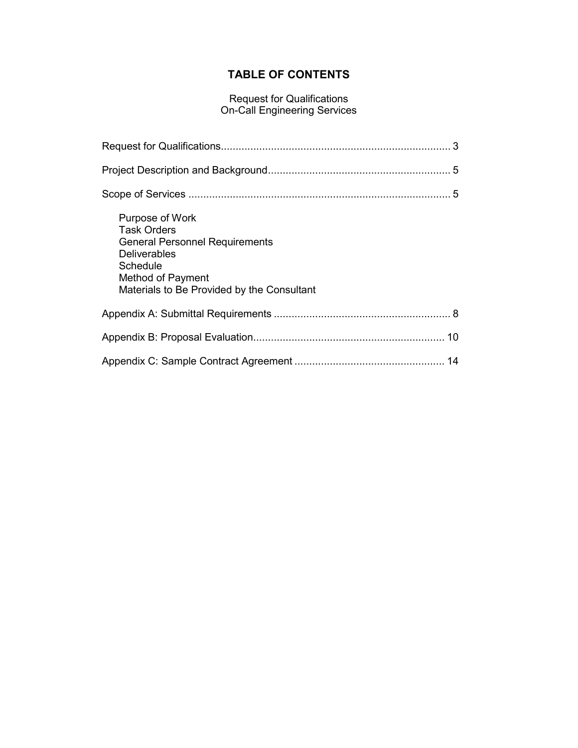# TABLE OF CONTENTS

Request for Qualifications
On-Call Engineering Services

Request for Qualifications............................................................................. 3

Project Description and Background............................................................. 5

Scope of Services ........................................................................................ 5

- Purpose of Work
- Task Orders
- General Personnel Requirements
- Deliverables
- Schedule
- Method of Payment
- Materials to Be Provided by the Consultant

Appendix A: Submittal Requirements ........................................................... 8

Appendix B: Proposal Evaluation................................................................. 10

Appendix C: Sample Contract Agreement .................................................. 14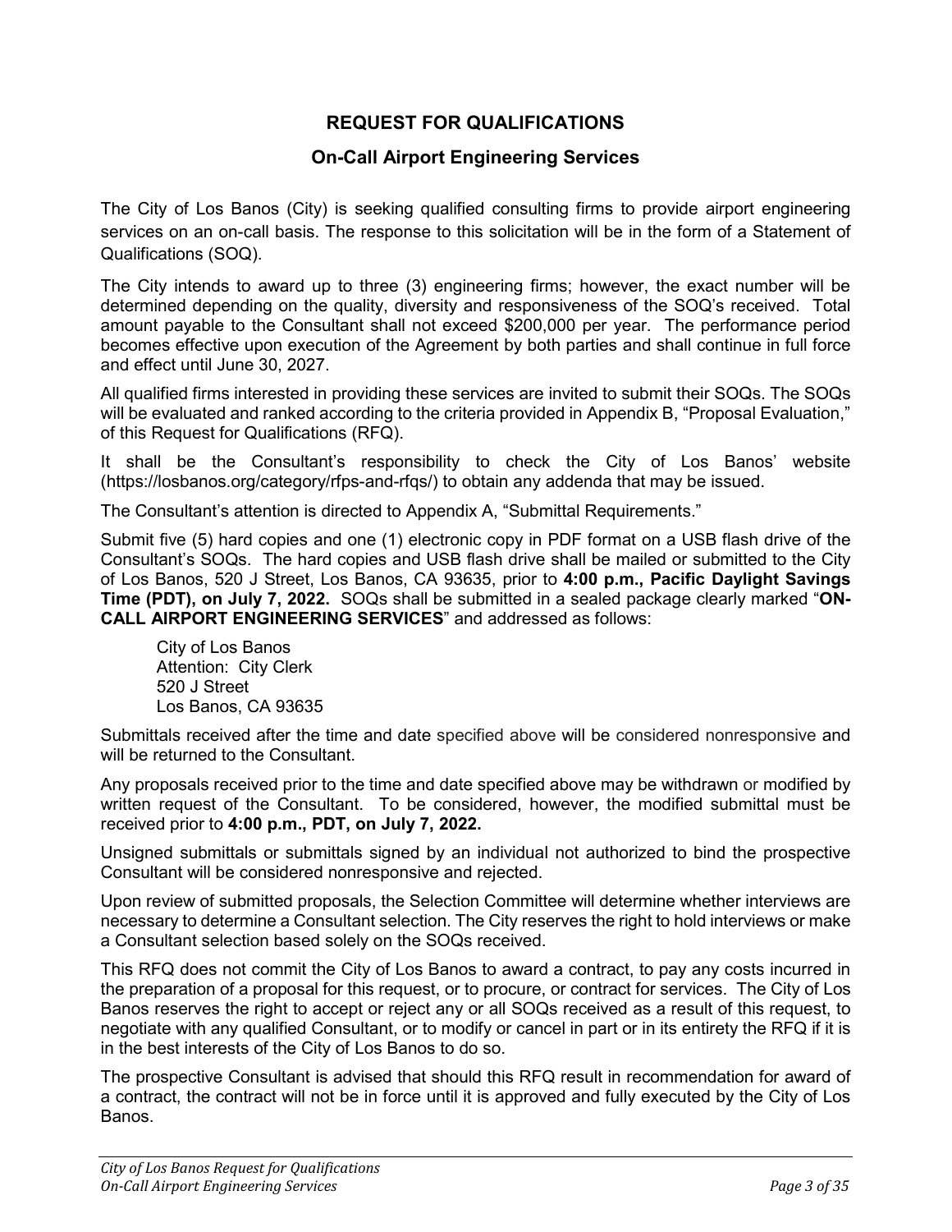# REQUEST FOR QUALIFICATIONS

## On-Call Airport Engineering Services

The City of Los Banos (City) is seeking qualified consulting firms to provide airport engineering services on an on-call basis. The response to this solicitation will be in the form of a Statement of Qualifications (SOQ).

The City intends to award up to three (3) engineering firms; however, the exact number will be determined depending on the quality, diversity and responsiveness of the SOQ's received. Total amount payable to the Consultant shall not exceed $200,000 per year. The performance period becomes effective upon execution of the Agreement by both parties and shall continue in full force and effect until June 30, 2027.

All qualified firms interested in providing these services are invited to submit their SOQs. The SOQs will be evaluated and ranked according to the criteria provided in Appendix B, "Proposal Evaluation," of this Request for Qualifications (RFQ).

It shall be the Consultant's responsibility to check the City of Los Banos' website (https://losbanos.org/category/rfps-and-rfqs/) to obtain any addenda that may be issued.

The Consultant's attention is directed to Appendix A, "Submittal Requirements."

Submit five (5) hard copies and one (1) electronic copy in PDF format on a USB flash drive of the Consultant's SOQs. The hard copies and USB flash drive shall be mailed or submitted to the City of Los Banos, 520 J Street, Los Banos, CA 93635, prior to **4:00 p.m., Pacific Daylight Savings Time (PDT), on July 7, 2022.** SOQs shall be submitted in a sealed package clearly marked "**ON-CALL AIRPORT ENGINEERING SERVICES**" and addressed as follows:

City of Los Banos
Attention: City Clerk
520 J Street
Los Banos, CA 93635

Submittals received after the time and date specified above will be considered nonresponsive and will be returned to the Consultant.

Any proposals received prior to the time and date specified above may be withdrawn or modified by written request of the Consultant. To be considered, however, the modified submittal must be received prior to **4:00 p.m., PDT, on July 7, 2022.**

Unsigned submittals or submittals signed by an individual not authorized to bind the prospective Consultant will be considered nonresponsive and rejected.

Upon review of submitted proposals, the Selection Committee will determine whether interviews are necessary to determine a Consultant selection. The City reserves the right to hold interviews or make a Consultant selection based solely on the SOQs received.

This RFQ does not commit the City of Los Banos to award a contract, to pay any costs incurred in the preparation of a proposal for this request, or to procure, or contract for services. The City of Los Banos reserves the right to accept or reject any or all SOQs received as a result of this request, to negotiate with any qualified Consultant, or to modify or cancel in part or in its entirety the RFQ if it is in the best interests of the City of Los Banos to do so.

The prospective Consultant is advised that should this RFQ result in recommendation for award of a contract, the contract will not be in force until it is approved and fully executed by the City of Los Banos.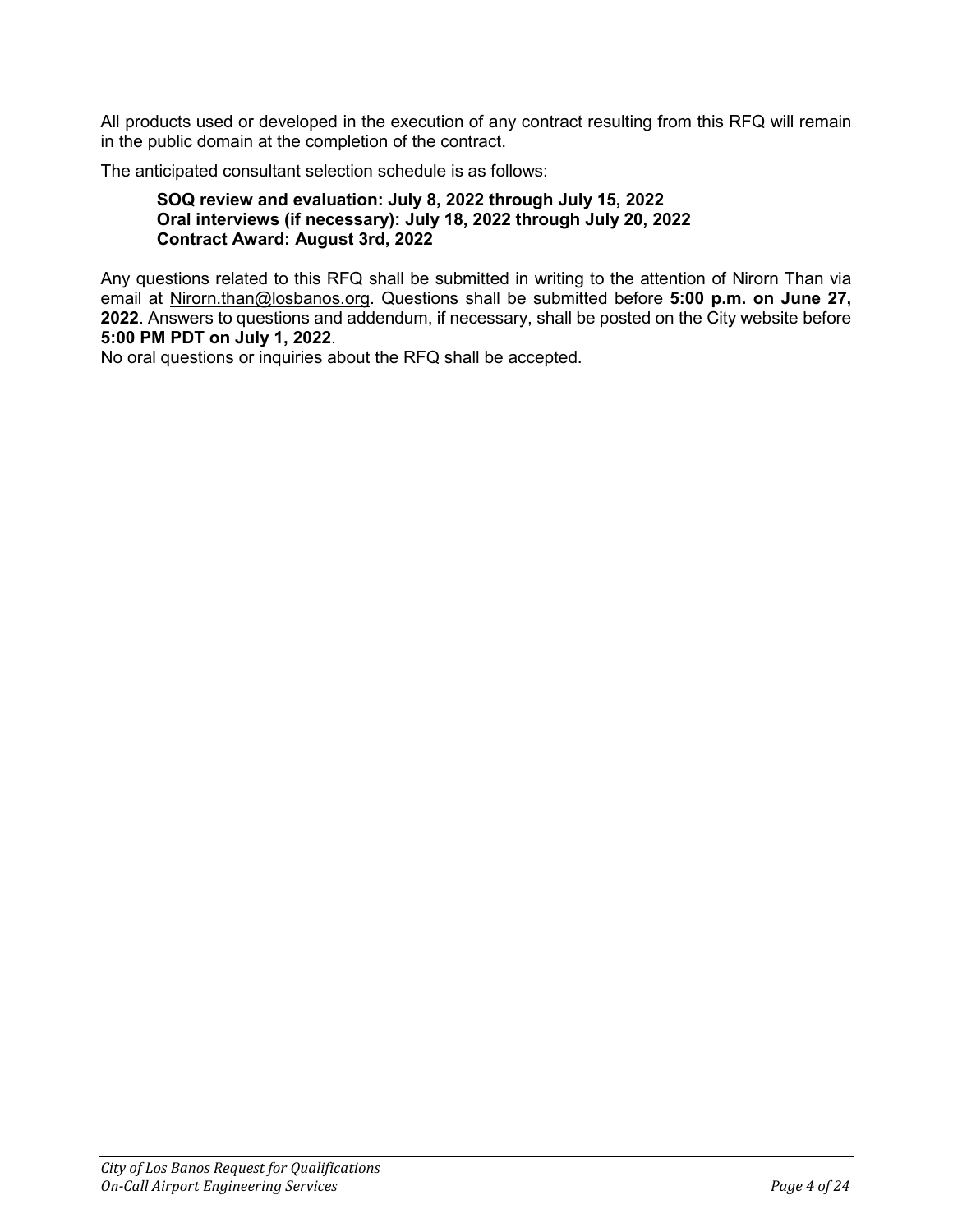All products used or developed in the execution of any contract resulting from this RFQ will remain in the public domain at the completion of the contract.

The anticipated consultant selection schedule is as follows:

> **SOQ review and evaluation: July 8, 2022 through July 15, 2022**
> **Oral interviews (if necessary): July 18, 2022 through July 20, 2022**
> **Contract Award: August 3rd, 2022**

Any questions related to this RFQ shall be submitted in writing to the attention of Nirorn Than via email at Nirorn.than@losbanos.org. Questions shall be submitted before **5:00 p.m. on June 27, 2022**. Answers to questions and addendum, if necessary, shall be posted on the City website before **5:00 PM PDT on July 1, 2022**.

No oral questions or inquiries about the RFQ shall be accepted.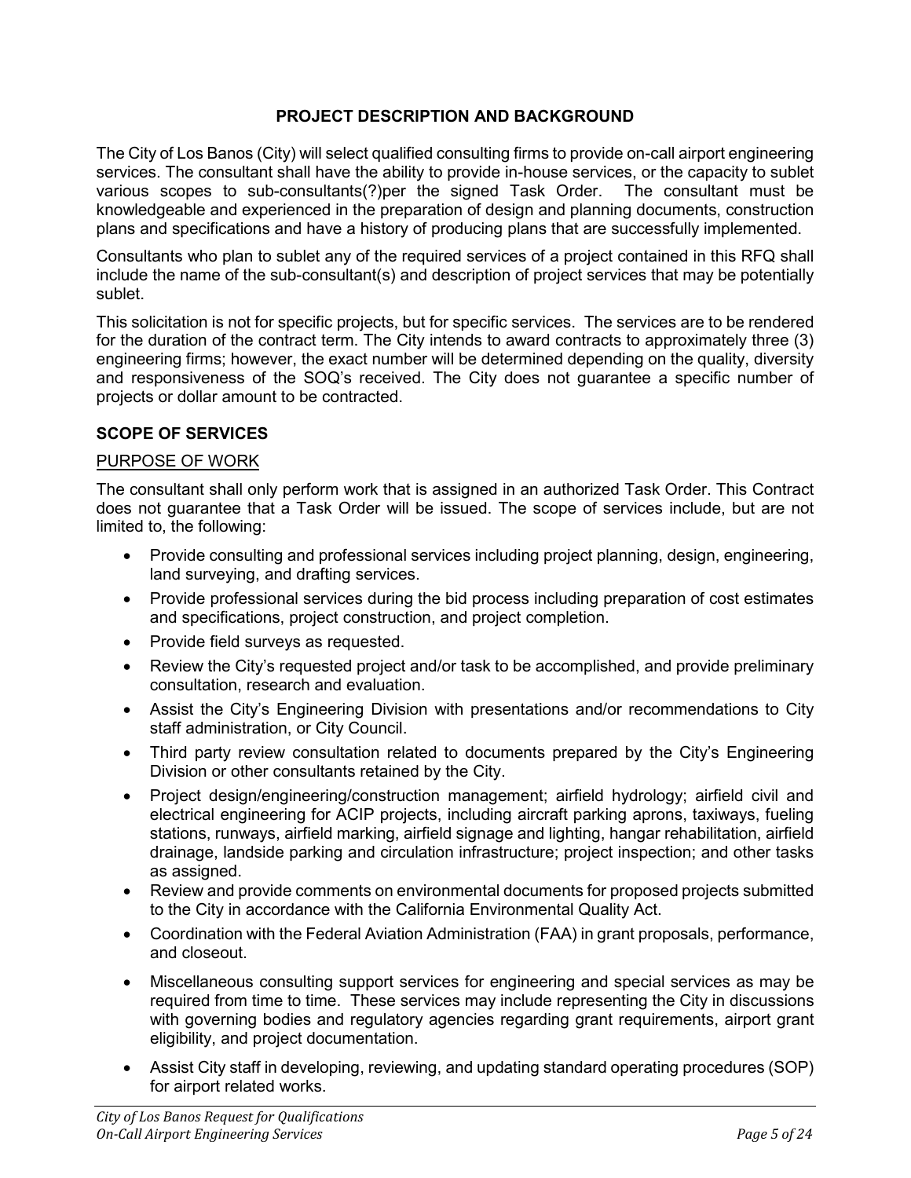## PROJECT DESCRIPTION AND BACKGROUND

The City of Los Banos (City) will select qualified consulting firms to provide on-call airport engineering services. The consultant shall have the ability to provide in-house services, or the capacity to sublet various scopes to sub-consultants(?)per the signed Task Order. The consultant must be knowledgeable and experienced in the preparation of design and planning documents, construction plans and specifications and have a history of producing plans that are successfully implemented.

Consultants who plan to sublet any of the required services of a project contained in this RFQ shall include the name of the sub-consultant(s) and description of project services that may be potentially sublet.

This solicitation is not for specific projects, but for specific services. The services are to be rendered for the duration of the contract term. The City intends to award contracts to approximately three (3) engineering firms; however, the exact number will be determined depending on the quality, diversity and responsiveness of the SOQ's received. The City does not guarantee a specific number of projects or dollar amount to be contracted.

## SCOPE OF SERVICES

### PURPOSE OF WORK

The consultant shall only perform work that is assigned in an authorized Task Order. This Contract does not guarantee that a Task Order will be issued. The scope of services include, but are not limited to, the following:

- Provide consulting and professional services including project planning, design, engineering, land surveying, and drafting services.
- Provide professional services during the bid process including preparation of cost estimates and specifications, project construction, and project completion.
- Provide field surveys as requested.
- Review the City's requested project and/or task to be accomplished, and provide preliminary consultation, research and evaluation.
- Assist the City's Engineering Division with presentations and/or recommendations to City staff administration, or City Council.
- Third party review consultation related to documents prepared by the City's Engineering Division or other consultants retained by the City.
- Project design/engineering/construction management; airfield hydrology; airfield civil and electrical engineering for ACIP projects, including aircraft parking aprons, taxiways, fueling stations, runways, airfield marking, airfield signage and lighting, hangar rehabilitation, airfield drainage, landside parking and circulation infrastructure; project inspection; and other tasks as assigned.
- Review and provide comments on environmental documents for proposed projects submitted to the City in accordance with the California Environmental Quality Act.
- Coordination with the Federal Aviation Administration (FAA) in grant proposals, performance, and closeout.
- Miscellaneous consulting support services for engineering and special services as may be required from time to time. These services may include representing the City in discussions with governing bodies and regulatory agencies regarding grant requirements, airport grant eligibility, and project documentation.
- Assist City staff in developing, reviewing, and updating standard operating procedures (SOP) for airport related works.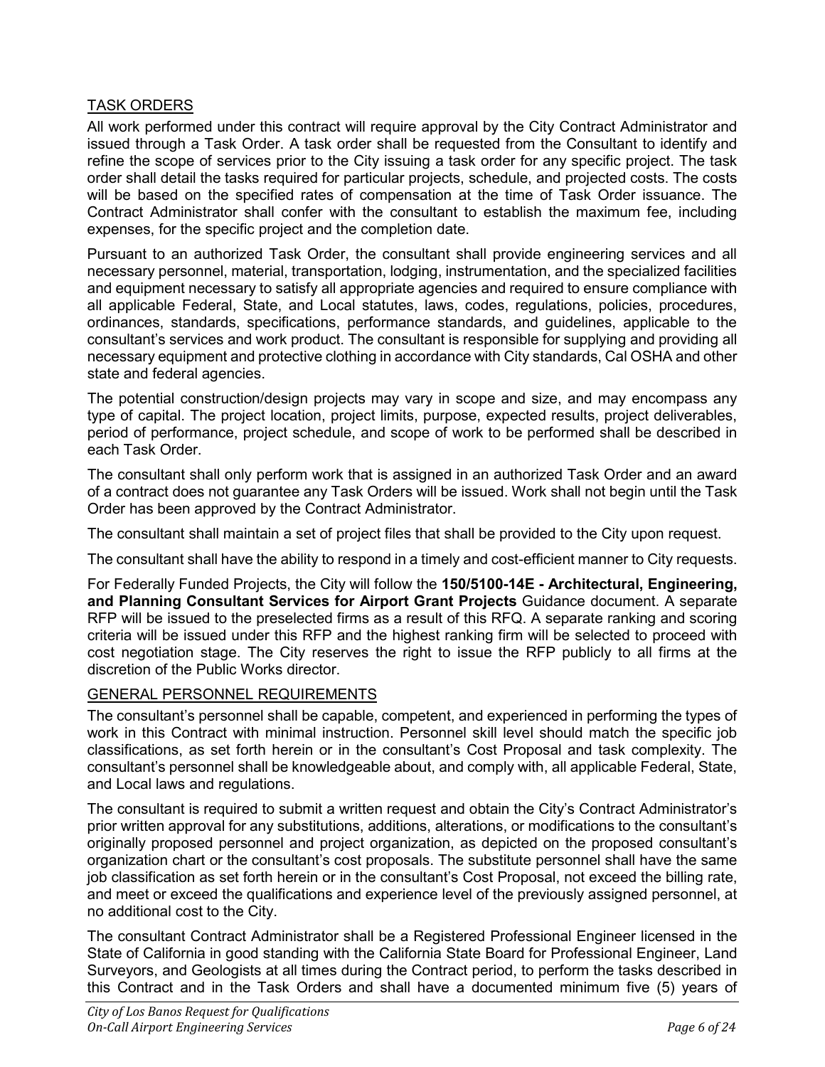## TASK ORDERS

All work performed under this contract will require approval by the City Contract Administrator and issued through a Task Order. A task order shall be requested from the Consultant to identify and refine the scope of services prior to the City issuing a task order for any specific project. The task order shall detail the tasks required for particular projects, schedule, and projected costs. The costs will be based on the specified rates of compensation at the time of Task Order issuance. The Contract Administrator shall confer with the consultant to establish the maximum fee, including expenses, for the specific project and the completion date.

Pursuant to an authorized Task Order, the consultant shall provide engineering services and all necessary personnel, material, transportation, lodging, instrumentation, and the specialized facilities and equipment necessary to satisfy all appropriate agencies and required to ensure compliance with all applicable Federal, State, and Local statutes, laws, codes, regulations, policies, procedures, ordinances, standards, specifications, performance standards, and guidelines, applicable to the consultant's services and work product. The consultant is responsible for supplying and providing all necessary equipment and protective clothing in accordance with City standards, Cal OSHA and other state and federal agencies.

The potential construction/design projects may vary in scope and size, and may encompass any type of capital. The project location, project limits, purpose, expected results, project deliverables, period of performance, project schedule, and scope of work to be performed shall be described in each Task Order.

The consultant shall only perform work that is assigned in an authorized Task Order and an award of a contract does not guarantee any Task Orders will be issued. Work shall not begin until the Task Order has been approved by the Contract Administrator.

The consultant shall maintain a set of project files that shall be provided to the City upon request.

The consultant shall have the ability to respond in a timely and cost-efficient manner to City requests.

For Federally Funded Projects, the City will follow the **150/5100-14E - Architectural, Engineering, and Planning Consultant Services for Airport Grant Projects** Guidance document. A separate RFP will be issued to the preselected firms as a result of this RFQ. A separate ranking and scoring criteria will be issued under this RFP and the highest ranking firm will be selected to proceed with cost negotiation stage. The City reserves the right to issue the RFP publicly to all firms at the discretion of the Public Works director.

## GENERAL PERSONNEL REQUIREMENTS

The consultant's personnel shall be capable, competent, and experienced in performing the types of work in this Contract with minimal instruction. Personnel skill level should match the specific job classifications, as set forth herein or in the consultant's Cost Proposal and task complexity. The consultant's personnel shall be knowledgeable about, and comply with, all applicable Federal, State, and Local laws and regulations.

The consultant is required to submit a written request and obtain the City's Contract Administrator's prior written approval for any substitutions, additions, alterations, or modifications to the consultant's originally proposed personnel and project organization, as depicted on the proposed consultant's organization chart or the consultant's cost proposals. The substitute personnel shall have the same job classification as set forth herein or in the consultant's Cost Proposal, not exceed the billing rate, and meet or exceed the qualifications and experience level of the previously assigned personnel, at no additional cost to the City.

The consultant Contract Administrator shall be a Registered Professional Engineer licensed in the State of California in good standing with the California State Board for Professional Engineer, Land Surveyors, and Geologists at all times during the Contract period, to perform the tasks described in this Contract and in the Task Orders and shall have a documented minimum five (5) years of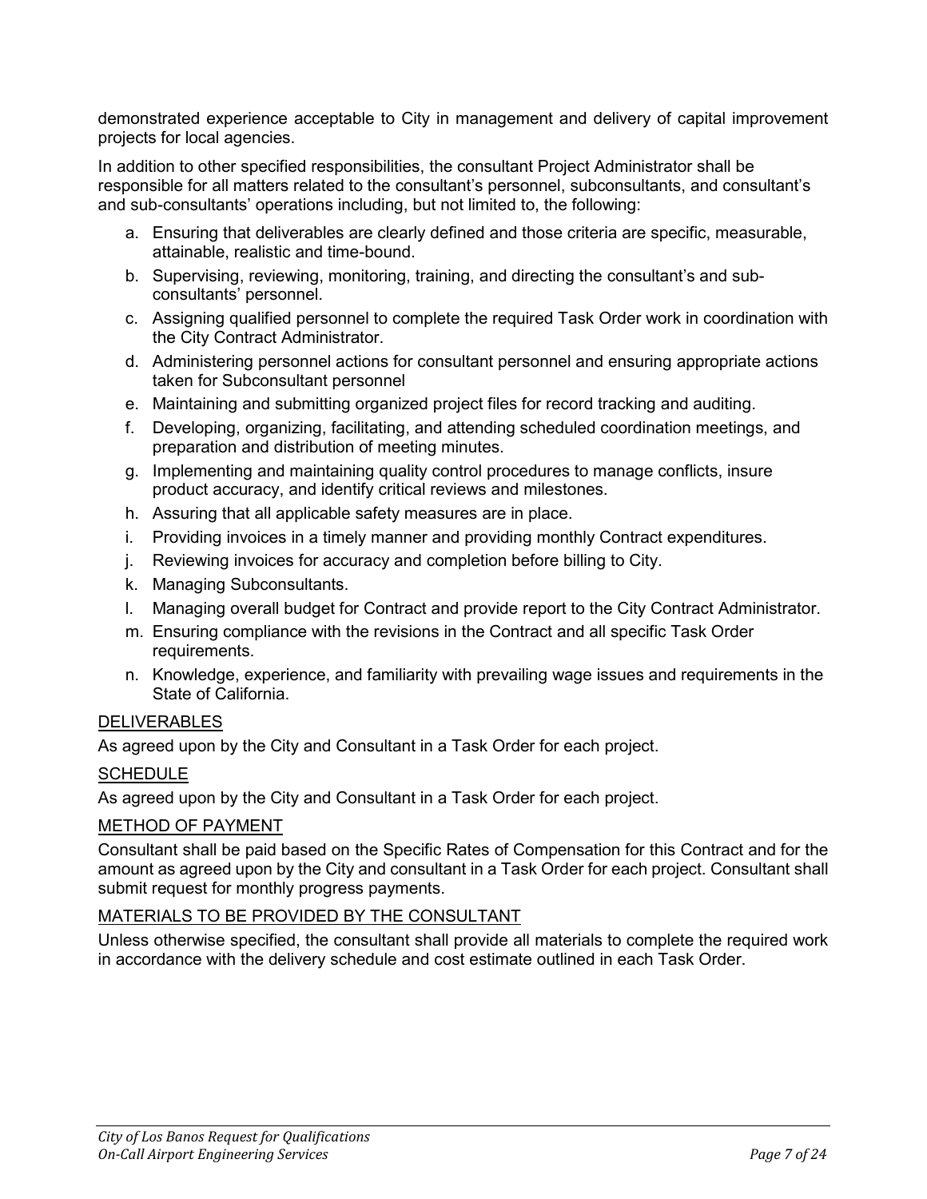demonstrated experience acceptable to City in management and delivery of capital improvement projects for local agencies.

In addition to other specified responsibilities, the consultant Project Administrator shall be responsible for all matters related to the consultant's personnel, subconsultants, and consultant's and sub-consultants' operations including, but not limited to, the following:

a. Ensuring that deliverables are clearly defined and those criteria are specific, measurable, attainable, realistic and time-bound.
b. Supervising, reviewing, monitoring, training, and directing the consultant's and sub-consultants' personnel.
c. Assigning qualified personnel to complete the required Task Order work in coordination with the City Contract Administrator.
d. Administering personnel actions for consultant personnel and ensuring appropriate actions taken for Subconsultant personnel
e. Maintaining and submitting organized project files for record tracking and auditing.
f. Developing, organizing, facilitating, and attending scheduled coordination meetings, and preparation and distribution of meeting minutes.
g. Implementing and maintaining quality control procedures to manage conflicts, insure product accuracy, and identify critical reviews and milestones.
h. Assuring that all applicable safety measures are in place.
i. Providing invoices in a timely manner and providing monthly Contract expenditures.
j. Reviewing invoices for accuracy and completion before billing to City.
k. Managing Subconsultants.
l. Managing overall budget for Contract and provide report to the City Contract Administrator.
m. Ensuring compliance with the revisions in the Contract and all specific Task Order requirements.
n. Knowledge, experience, and familiarity with prevailing wage issues and requirements in the State of California.

## DELIVERABLES

As agreed upon by the City and Consultant in a Task Order for each project.

## SCHEDULE

As agreed upon by the City and Consultant in a Task Order for each project.

## METHOD OF PAYMENT

Consultant shall be paid based on the Specific Rates of Compensation for this Contract and for the amount as agreed upon by the City and consultant in a Task Order for each project. Consultant shall submit request for monthly progress payments.

## MATERIALS TO BE PROVIDED BY THE CONSULTANT

Unless otherwise specified, the consultant shall provide all materials to complete the required work in accordance with the delivery schedule and cost estimate outlined in each Task Order.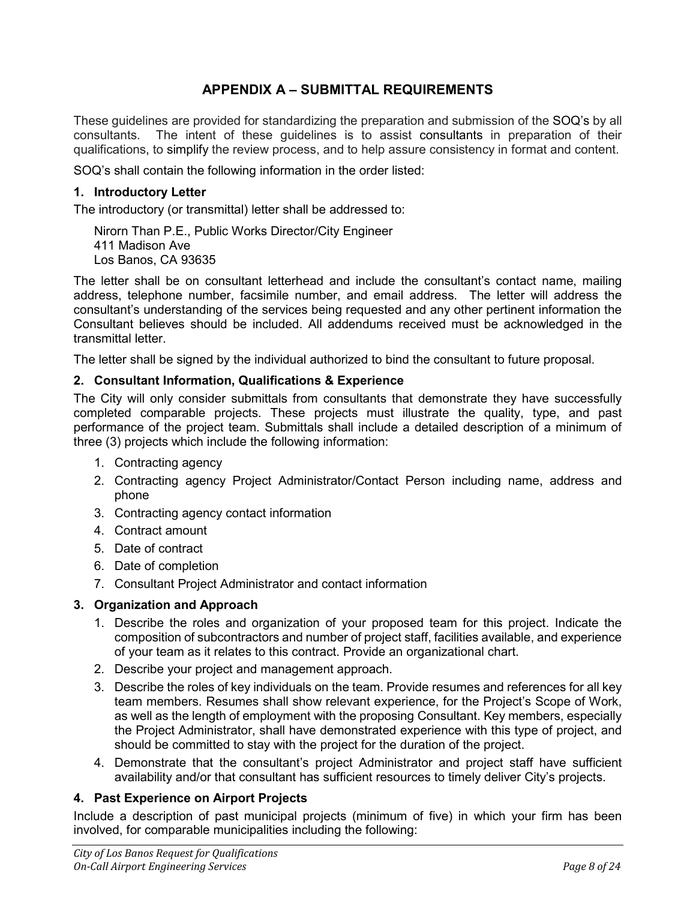## APPENDIX A – SUBMITTAL REQUIREMENTS

These guidelines are provided for standardizing the preparation and submission of the SOQ's by all consultants. The intent of these guidelines is to assist consultants in preparation of their qualifications, to simplify the review process, and to help assure consistency in format and content.

SOQ's shall contain the following information in the order listed:

### 1. Introductory Letter

The introductory (or transmittal) letter shall be addressed to:

Nirorn Than P.E., Public Works Director/City Engineer
411 Madison Ave
Los Banos, CA 93635

The letter shall be on consultant letterhead and include the consultant's contact name, mailing address, telephone number, facsimile number, and email address. The letter will address the consultant's understanding of the services being requested and any other pertinent information the Consultant believes should be included. All addendums received must be acknowledged in the transmittal letter.

The letter shall be signed by the individual authorized to bind the consultant to future proposal.

### 2. Consultant Information, Qualifications & Experience

The City will only consider submittals from consultants that demonstrate they have successfully completed comparable projects. These projects must illustrate the quality, type, and past performance of the project team. Submittals shall include a detailed description of a minimum of three (3) projects which include the following information:

1. Contracting agency
2. Contracting agency Project Administrator/Contact Person including name, address and phone
3. Contracting agency contact information
4. Contract amount
5. Date of contract
6. Date of completion
7. Consultant Project Administrator and contact information

### 3. Organization and Approach

1. Describe the roles and organization of your proposed team for this project. Indicate the composition of subcontractors and number of project staff, facilities available, and experience of your team as it relates to this contract. Provide an organizational chart.
2. Describe your project and management approach.
3. Describe the roles of key individuals on the team. Provide resumes and references for all key team members. Resumes shall show relevant experience, for the Project's Scope of Work, as well as the length of employment with the proposing Consultant. Key members, especially the Project Administrator, shall have demonstrated experience with this type of project, and should be committed to stay with the project for the duration of the project.
4. Demonstrate that the consultant's project Administrator and project staff have sufficient availability and/or that consultant has sufficient resources to timely deliver City's projects.

### 4. Past Experience on Airport Projects

Include a description of past municipal projects (minimum of five) in which your firm has been involved, for comparable municipalities including the following: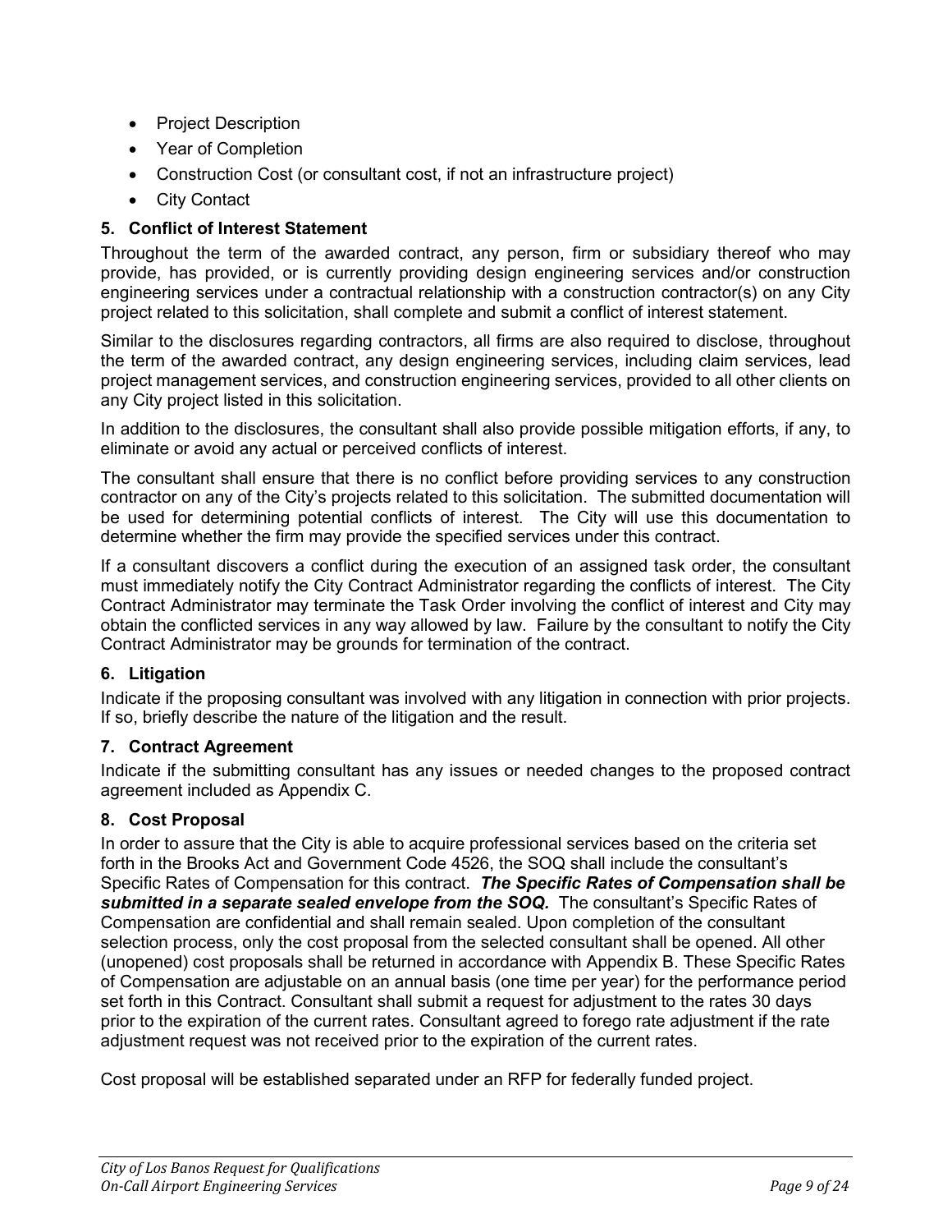- Project Description
- Year of Completion
- Construction Cost (or consultant cost, if not an infrastructure project)
- City Contact

### 5. Conflict of Interest Statement

Throughout the term of the awarded contract, any person, firm or subsidiary thereof who may provide, has provided, or is currently providing design engineering services and/or construction engineering services under a contractual relationship with a construction contractor(s) on any City project related to this solicitation, shall complete and submit a conflict of interest statement.

Similar to the disclosures regarding contractors, all firms are also required to disclose, throughout the term of the awarded contract, any design engineering services, including claim services, lead project management services, and construction engineering services, provided to all other clients on any City project listed in this solicitation.

In addition to the disclosures, the consultant shall also provide possible mitigation efforts, if any, to eliminate or avoid any actual or perceived conflicts of interest.

The consultant shall ensure that there is no conflict before providing services to any construction contractor on any of the City's projects related to this solicitation. The submitted documentation will be used for determining potential conflicts of interest. The City will use this documentation to determine whether the firm may provide the specified services under this contract.

If a consultant discovers a conflict during the execution of an assigned task order, the consultant must immediately notify the City Contract Administrator regarding the conflicts of interest. The City Contract Administrator may terminate the Task Order involving the conflict of interest and City may obtain the conflicted services in any way allowed by law. Failure by the consultant to notify the City Contract Administrator may be grounds for termination of the contract.

### 6. Litigation

Indicate if the proposing consultant was involved with any litigation in connection with prior projects. If so, briefly describe the nature of the litigation and the result.

### 7. Contract Agreement

Indicate if the submitting consultant has any issues or needed changes to the proposed contract agreement included as Appendix C.

### 8. Cost Proposal

In order to assure that the City is able to acquire professional services based on the criteria set forth in the Brooks Act and Government Code 4526, the SOQ shall include the consultant's Specific Rates of Compensation for this contract. ***The Specific Rates of Compensation shall be submitted in a separate sealed envelope from the SOQ.*** The consultant's Specific Rates of Compensation are confidential and shall remain sealed. Upon completion of the consultant selection process, only the cost proposal from the selected consultant shall be opened. All other (unopened) cost proposals shall be returned in accordance with Appendix B. These Specific Rates of Compensation are adjustable on an annual basis (one time per year) for the performance period set forth in this Contract. Consultant shall submit a request for adjustment to the rates 30 days prior to the expiration of the current rates. Consultant agreed to forego rate adjustment if the rate adjustment request was not received prior to the expiration of the current rates.

Cost proposal will be established separated under an RFP for federally funded project.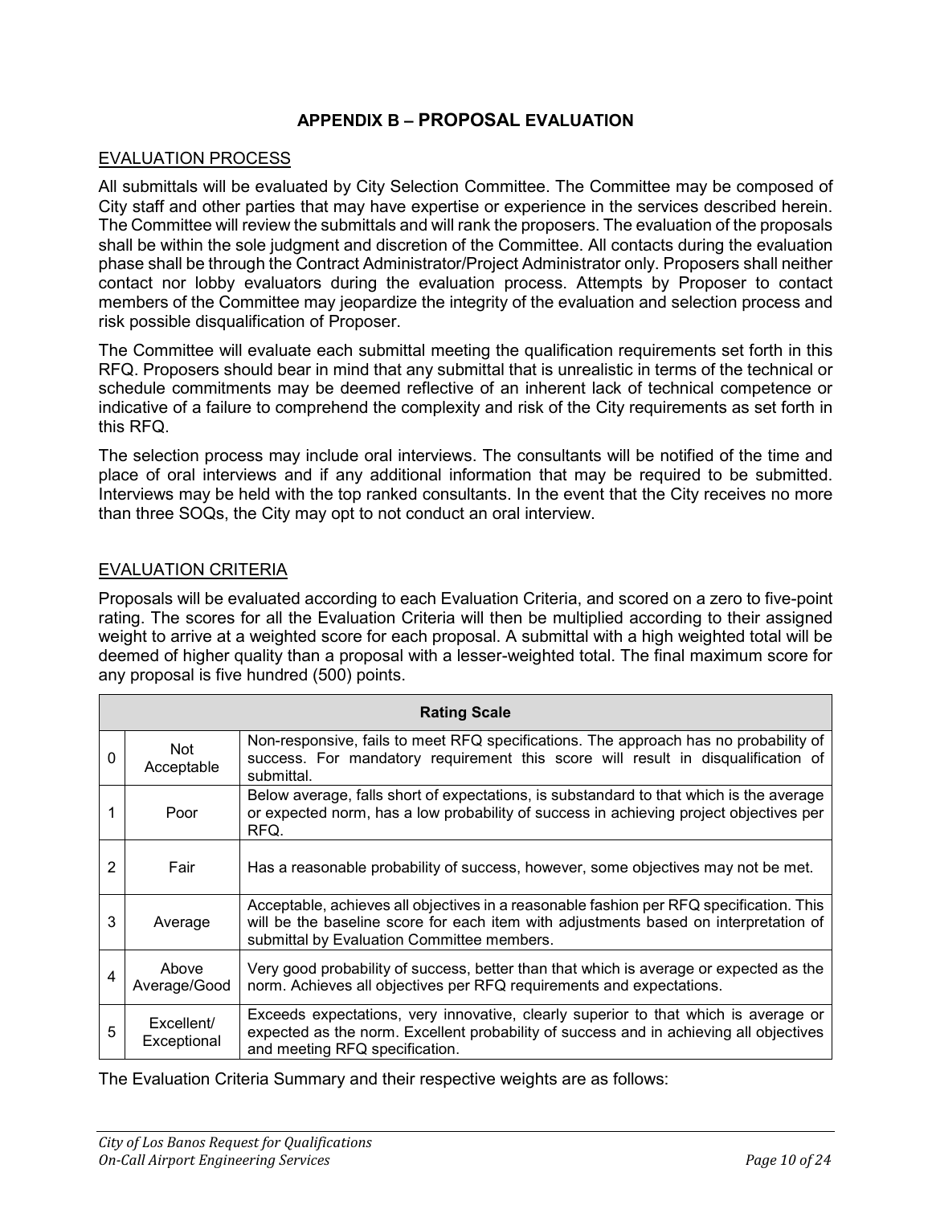## APPENDIX B – PROPOSAL EVALUATION

### EVALUATION PROCESS

All submittals will be evaluated by City Selection Committee. The Committee may be composed of City staff and other parties that may have expertise or experience in the services described herein. The Committee will review the submittals and will rank the proposers. The evaluation of the proposals shall be within the sole judgment and discretion of the Committee. All contacts during the evaluation phase shall be through the Contract Administrator/Project Administrator only. Proposers shall neither contact nor lobby evaluators during the evaluation process. Attempts by Proposer to contact members of the Committee may jeopardize the integrity of the evaluation and selection process and risk possible disqualification of Proposer.

The Committee will evaluate each submittal meeting the qualification requirements set forth in this RFQ. Proposers should bear in mind that any submittal that is unrealistic in terms of the technical or schedule commitments may be deemed reflective of an inherent lack of technical competence or indicative of a failure to comprehend the complexity and risk of the City requirements as set forth in this RFQ.

The selection process may include oral interviews. The consultants will be notified of the time and place of oral interviews and if any additional information that may be required to be submitted. Interviews may be held with the top ranked consultants. In the event that the City receives no more than three SOQs, the City may opt to not conduct an oral interview.

### EVALUATION CRITERIA

Proposals will be evaluated according to each Evaluation Criteria, and scored on a zero to five-point rating. The scores for all the Evaluation Criteria will then be multiplied according to their assigned weight to arrive at a weighted score for each proposal. A submittal with a high weighted total will be deemed of higher quality than a proposal with a lesser-weighted total. The final maximum score for any proposal is five hundred (500) points.

| Rating Scale | | |
|---|---|---|
| 0 | Not Acceptable | Non-responsive, fails to meet RFQ specifications. The approach has no probability of success. For mandatory requirement this score will result in disqualification of submittal. |
| 1 | Poor | Below average, falls short of expectations, is substandard to that which is the average or expected norm, has a low probability of success in achieving project objectives per RFQ. |
| 2 | Fair | Has a reasonable probability of success, however, some objectives may not be met. |
| 3 | Average | Acceptable, achieves all objectives in a reasonable fashion per RFQ specification. This will be the baseline score for each item with adjustments based on interpretation of submittal by Evaluation Committee members. |
| 4 | Above Average/Good | Very good probability of success, better than that which is average or expected as the norm. Achieves all objectives per RFQ requirements and expectations. |
| 5 | Excellent/ Exceptional | Exceeds expectations, very innovative, clearly superior to that which is average or expected as the norm. Excellent probability of success and in achieving all objectives and meeting RFQ specification. |

The Evaluation Criteria Summary and their respective weights are as follows: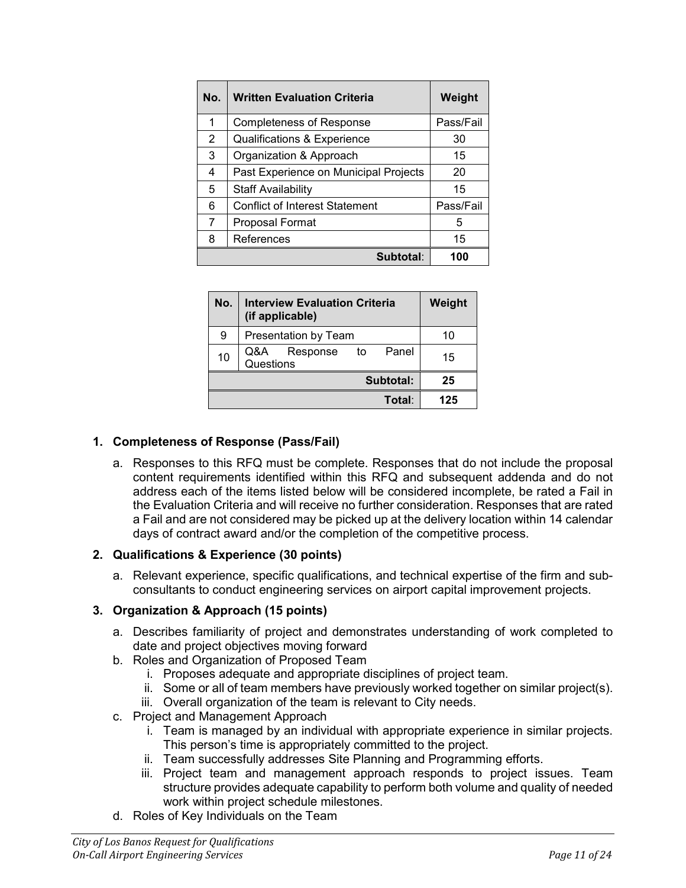| No. | Written Evaluation Criteria | Weight |
|---|---|---|
| 1 | Completeness of Response | Pass/Fail |
| 2 | Qualifications & Experience | 30 |
| 3 | Organization & Approach | 15 |
| 4 | Past Experience on Municipal Projects | 20 |
| 5 | Staff Availability | 15 |
| 6 | Conflict of Interest Statement | Pass/Fail |
| 7 | Proposal Format | 5 |
| 8 | References | 15 |
| | **Subtotal**: | **100** |

| No. | Interview Evaluation Criteria (if applicable) | Weight |
|---|---|---|
| 9 | Presentation by Team | 10 |
| 10 | Q&A Response to Panel Questions | 15 |
| | **Subtotal:** | **25** |
| | **Total**: | **125** |

**1. Completeness of Response (Pass/Fail)**

a. Responses to this RFQ must be complete. Responses that do not include the proposal content requirements identified within this RFQ and subsequent addenda and do not address each of the items listed below will be considered incomplete, be rated a Fail in the Evaluation Criteria and will receive no further consideration. Responses that are rated a Fail and are not considered may be picked up at the delivery location within 14 calendar days of contract award and/or the completion of the competitive process.

**2. Qualifications & Experience (30 points)**

a. Relevant experience, specific qualifications, and technical expertise of the firm and sub-consultants to conduct engineering services on airport capital improvement projects.

**3. Organization & Approach (15 points)**

a. Describes familiarity of project and demonstrates understanding of work completed to date and project objectives moving forward
b. Roles and Organization of Proposed Team
   i. Proposes adequate and appropriate disciplines of project team.
   ii. Some or all of team members have previously worked together on similar project(s).
   iii. Overall organization of the team is relevant to City needs.
c. Project and Management Approach
   i. Team is managed by an individual with appropriate experience in similar projects. This person's time is appropriately committed to the project.
   ii. Team successfully addresses Site Planning and Programming efforts.
   iii. Project team and management approach responds to project issues. Team structure provides adequate capability to perform both volume and quality of needed work within project schedule milestones.
d. Roles of Key Individuals on the Team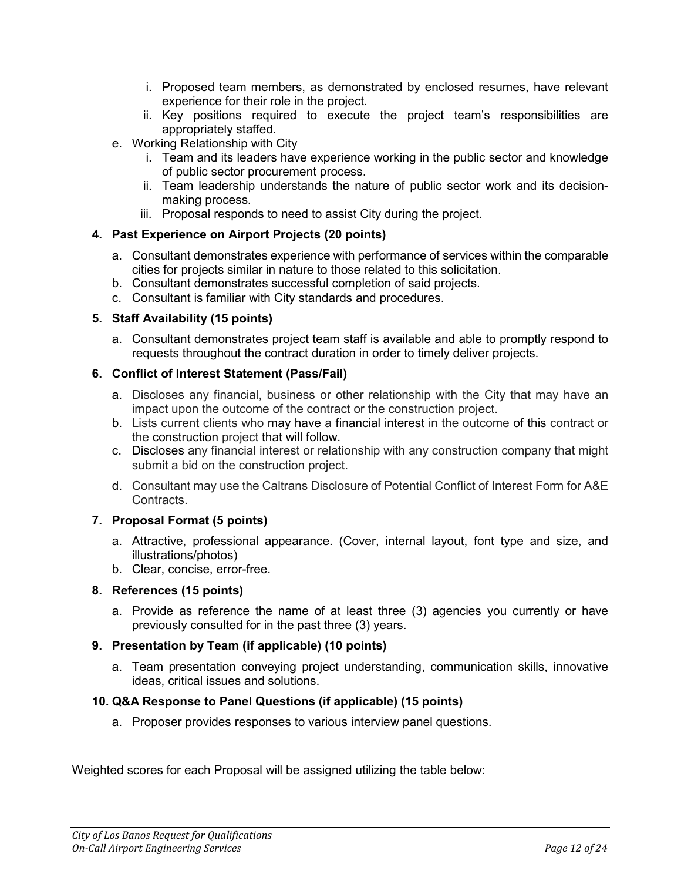- i. Proposed team members, as demonstrated by enclosed resumes, have relevant experience for their role in the project.
   - ii. Key positions required to execute the project team's responsibilities are appropriately staffed.
- e. Working Relationship with City
   - i. Team and its leaders have experience working in the public sector and knowledge of public sector procurement process.
   - ii. Team leadership understands the nature of public sector work and its decision-making process.
   - iii. Proposal responds to need to assist City during the project.

**4. Past Experience on Airport Projects (20 points)**

- a. Consultant demonstrates experience with performance of services within the comparable cities for projects similar in nature to those related to this solicitation.
- b. Consultant demonstrates successful completion of said projects.
- c. Consultant is familiar with City standards and procedures.

**5. Staff Availability (15 points)**

- a. Consultant demonstrates project team staff is available and able to promptly respond to requests throughout the contract duration in order to timely deliver projects.

**6. Conflict of Interest Statement (Pass/Fail)**

- a. Discloses any financial, business or other relationship with the City that may have an impact upon the outcome of the contract or the construction project.
- b. Lists current clients who may have a financial interest in the outcome of this contract or the construction project that will follow.
- c. Discloses any financial interest or relationship with any construction company that might submit a bid on the construction project.
- d. Consultant may use the Caltrans Disclosure of Potential Conflict of Interest Form for A&E Contracts.

**7. Proposal Format (5 points)**

- a. Attractive, professional appearance. (Cover, internal layout, font type and size, and illustrations/photos)
- b. Clear, concise, error-free.

**8. References (15 points)**

- a. Provide as reference the name of at least three (3) agencies you currently or have previously consulted for in the past three (3) years.

**9. Presentation by Team (if applicable) (10 points)**

- a. Team presentation conveying project understanding, communication skills, innovative ideas, critical issues and solutions.

**10. Q&A Response to Panel Questions (if applicable) (15 points)**

- a. Proposer provides responses to various interview panel questions.

Weighted scores for each Proposal will be assigned utilizing the table below: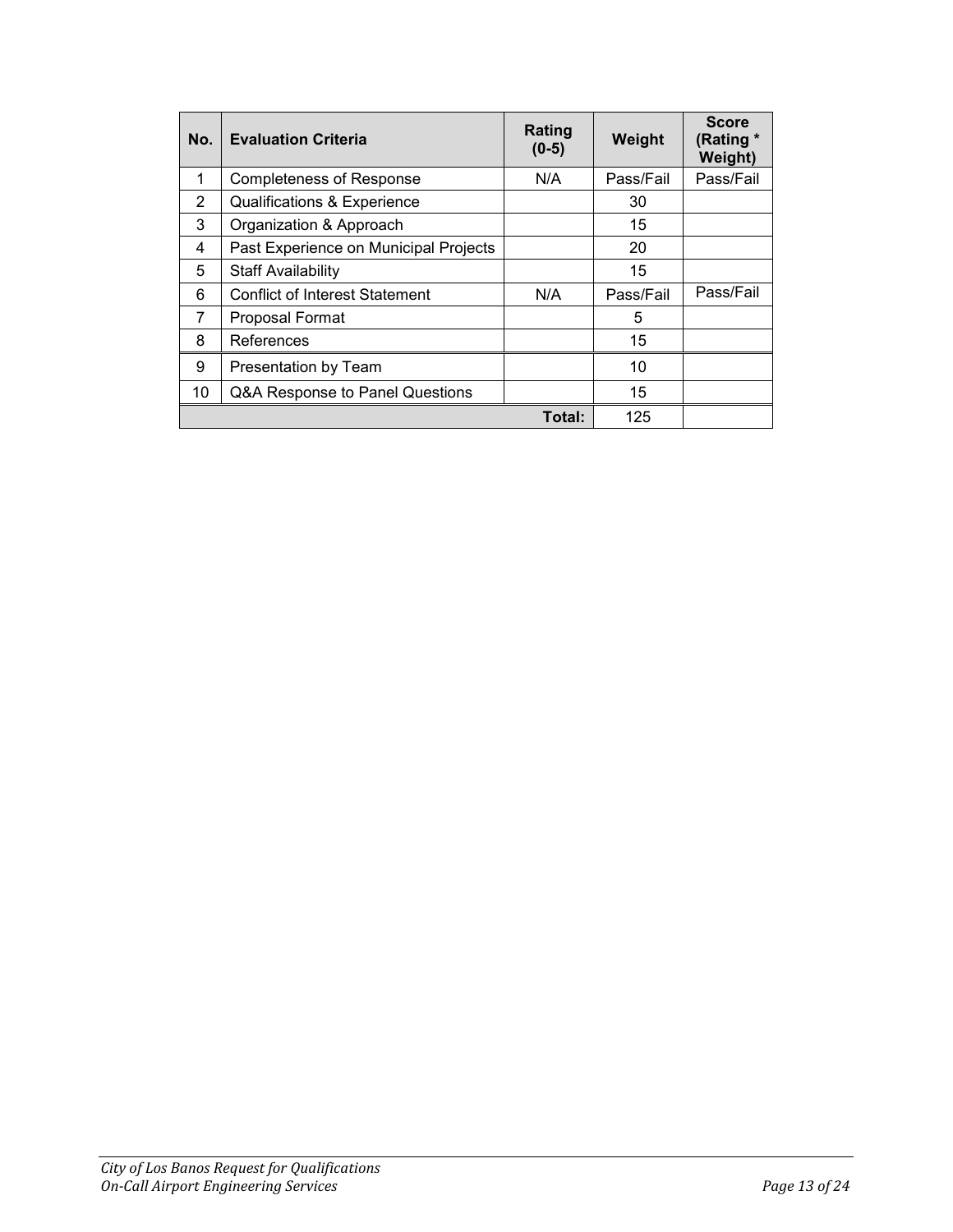| No. | Evaluation Criteria | Rating (0-5) | Weight | Score (Rating * Weight) |
|---|---|---|---|---|
| 1 | Completeness of Response | N/A | Pass/Fail | Pass/Fail |
| 2 | Qualifications & Experience | | 30 | |
| 3 | Organization & Approach | | 15 | |
| 4 | Past Experience on Municipal Projects | | 20 | |
| 5 | Staff Availability | | 15 | |
| 6 | Conflict of Interest Statement | N/A | Pass/Fail | Pass/Fail |
| 7 | Proposal Format | | 5 | |
| 8 | References | | 15 | |
| 9 | Presentation by Team | | 10 | |
| 10 | Q&A Response to Panel Questions | | 15 | |
| | | **Total:** | 125 | |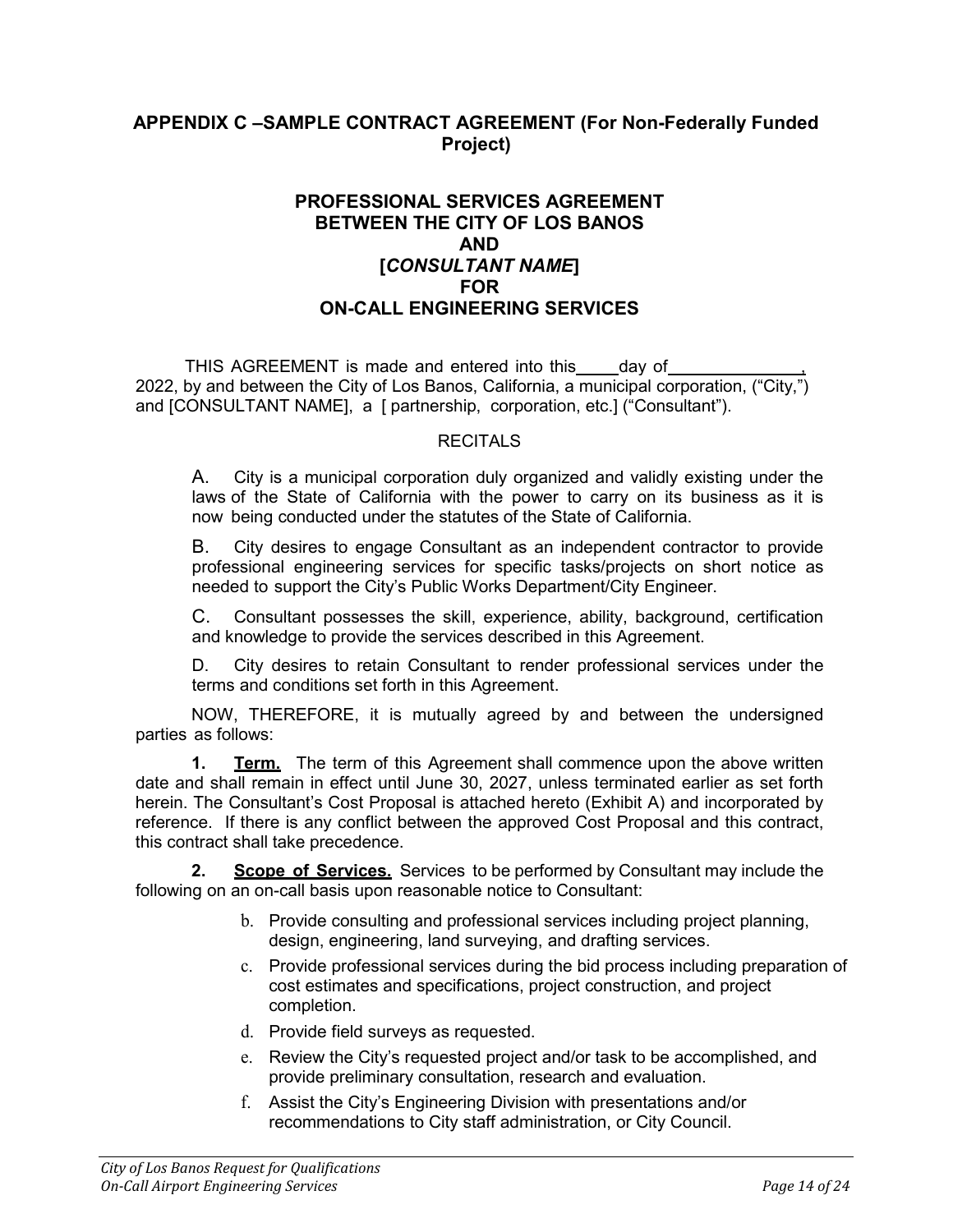## APPENDIX C –SAMPLE CONTRACT AGREEMENT (For Non-Federally Funded Project)

### PROFESSIONAL SERVICES AGREEMENT BETWEEN THE CITY OF LOS BANOS AND [*CONSULTANT NAME*] FOR ON-CALL ENGINEERING SERVICES

THIS AGREEMENT is made and entered into this\_\_\_\_day of\_\_\_\_\_\_\_\_\_\_\_\_\_\_, 2022, by and between the City of Los Banos, California, a municipal corporation, ("City,") and [CONSULTANT NAME], a [ partnership, corporation, etc.] ("Consultant").

RECITALS

A. City is a municipal corporation duly organized and validly existing under the laws of the State of California with the power to carry on its business as it is now being conducted under the statutes of the State of California.

B. City desires to engage Consultant as an independent contractor to provide professional engineering services for specific tasks/projects on short notice as needed to support the City's Public Works Department/City Engineer.

C. Consultant possesses the skill, experience, ability, background, certification and knowledge to provide the services described in this Agreement.

D. City desires to retain Consultant to render professional services under the terms and conditions set forth in this Agreement.

NOW, THEREFORE, it is mutually agreed by and between the undersigned parties as follows:

**1. Term.** The term of this Agreement shall commence upon the above written date and shall remain in effect until June 30, 2027, unless terminated earlier as set forth herein. The Consultant's Cost Proposal is attached hereto (Exhibit A) and incorporated by reference. If there is any conflict between the approved Cost Proposal and this contract, this contract shall take precedence.

**2. Scope of Services.** Services to be performed by Consultant may include the following on an on-call basis upon reasonable notice to Consultant:

b. Provide consulting and professional services including project planning, design, engineering, land surveying, and drafting services.

c. Provide professional services during the bid process including preparation of cost estimates and specifications, project construction, and project completion.

d. Provide field surveys as requested.

e. Review the City's requested project and/or task to be accomplished, and provide preliminary consultation, research and evaluation.

f. Assist the City's Engineering Division with presentations and/or recommendations to City staff administration, or City Council.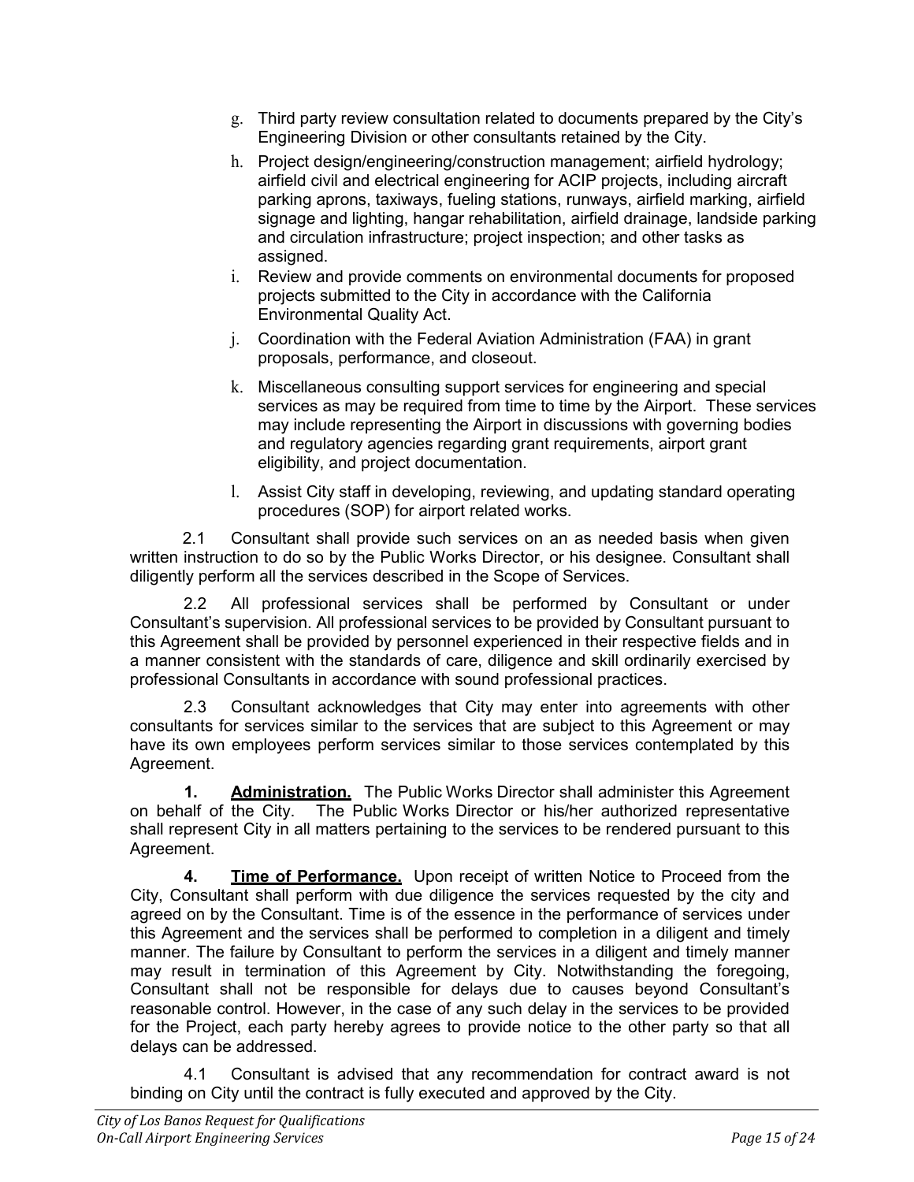g. Third party review consultation related to documents prepared by the City's Engineering Division or other consultants retained by the City.

h. Project design/engineering/construction management; airfield hydrology; airfield civil and electrical engineering for ACIP projects, including aircraft parking aprons, taxiways, fueling stations, runways, airfield marking, airfield signage and lighting, hangar rehabilitation, airfield drainage, landside parking and circulation infrastructure; project inspection; and other tasks as assigned.

i. Review and provide comments on environmental documents for proposed projects submitted to the City in accordance with the California Environmental Quality Act.

j. Coordination with the Federal Aviation Administration (FAA) in grant proposals, performance, and closeout.

k. Miscellaneous consulting support services for engineering and special services as may be required from time to time by the Airport. These services may include representing the Airport in discussions with governing bodies and regulatory agencies regarding grant requirements, airport grant eligibility, and project documentation.

l. Assist City staff in developing, reviewing, and updating standard operating procedures (SOP) for airport related works.

2.1 Consultant shall provide such services on an as needed basis when given written instruction to do so by the Public Works Director, or his designee. Consultant shall diligently perform all the services described in the Scope of Services.

2.2 All professional services shall be performed by Consultant or under Consultant's supervision. All professional services to be provided by Consultant pursuant to this Agreement shall be provided by personnel experienced in their respective fields and in a manner consistent with the standards of care, diligence and skill ordinarily exercised by professional Consultants in accordance with sound professional practices.

2.3 Consultant acknowledges that City may enter into agreements with other consultants for services similar to the services that are subject to this Agreement or may have its own employees perform services similar to those services contemplated by this Agreement.

**1. Administration.** The Public Works Director shall administer this Agreement on behalf of the City. The Public Works Director or his/her authorized representative shall represent City in all matters pertaining to the services to be rendered pursuant to this Agreement.

**4. Time of Performance.** Upon receipt of written Notice to Proceed from the City, Consultant shall perform with due diligence the services requested by the city and agreed on by the Consultant. Time is of the essence in the performance of services under this Agreement and the services shall be performed to completion in a diligent and timely manner. The failure by Consultant to perform the services in a diligent and timely manner may result in termination of this Agreement by City. Notwithstanding the foregoing, Consultant shall not be responsible for delays due to causes beyond Consultant's reasonable control. However, in the case of any such delay in the services to be provided for the Project, each party hereby agrees to provide notice to the other party so that all delays can be addressed.

4.1 Consultant is advised that any recommendation for contract award is not binding on City until the contract is fully executed and approved by the City.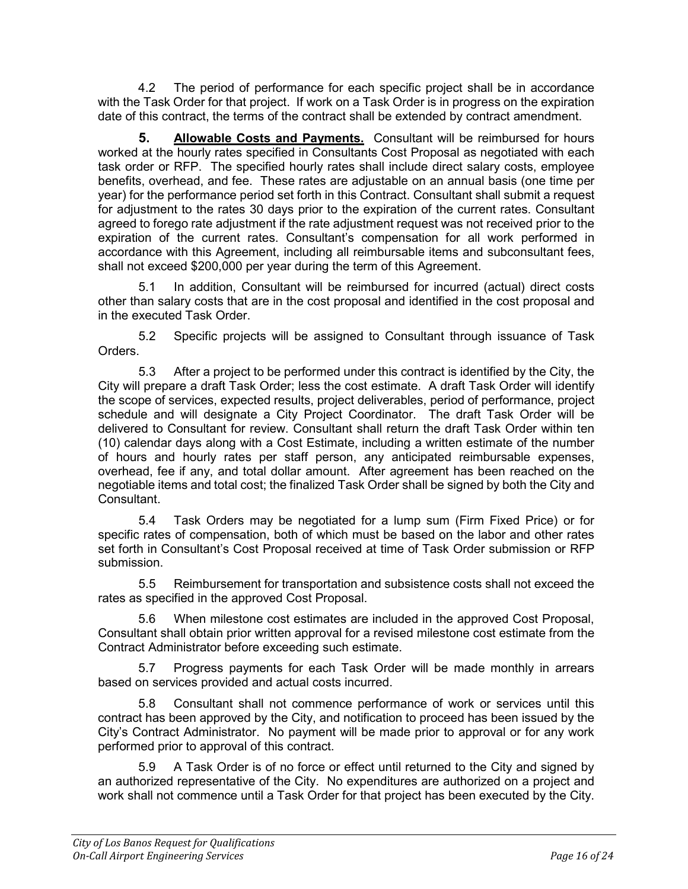4.2 The period of performance for each specific project shall be in accordance with the Task Order for that project. If work on a Task Order is in progress on the expiration date of this contract, the terms of the contract shall be extended by contract amendment.

**5. Allowable Costs and Payments.** Consultant will be reimbursed for hours worked at the hourly rates specified in Consultants Cost Proposal as negotiated with each task order or RFP. The specified hourly rates shall include direct salary costs, employee benefits, overhead, and fee. These rates are adjustable on an annual basis (one time per year) for the performance period set forth in this Contract. Consultant shall submit a request for adjustment to the rates 30 days prior to the expiration of the current rates. Consultant agreed to forego rate adjustment if the rate adjustment request was not received prior to the expiration of the current rates. Consultant's compensation for all work performed in accordance with this Agreement, including all reimbursable items and subconsultant fees, shall not exceed $200,000 per year during the term of this Agreement.

5.1 In addition, Consultant will be reimbursed for incurred (actual) direct costs other than salary costs that are in the cost proposal and identified in the cost proposal and in the executed Task Order.

5.2 Specific projects will be assigned to Consultant through issuance of Task Orders.

5.3 After a project to be performed under this contract is identified by the City, the City will prepare a draft Task Order; less the cost estimate. A draft Task Order will identify the scope of services, expected results, project deliverables, period of performance, project schedule and will designate a City Project Coordinator. The draft Task Order will be delivered to Consultant for review. Consultant shall return the draft Task Order within ten (10) calendar days along with a Cost Estimate, including a written estimate of the number of hours and hourly rates per staff person, any anticipated reimbursable expenses, overhead, fee if any, and total dollar amount. After agreement has been reached on the negotiable items and total cost; the finalized Task Order shall be signed by both the City and Consultant.

5.4 Task Orders may be negotiated for a lump sum (Firm Fixed Price) or for specific rates of compensation, both of which must be based on the labor and other rates set forth in Consultant's Cost Proposal received at time of Task Order submission or RFP submission.

5.5 Reimbursement for transportation and subsistence costs shall not exceed the rates as specified in the approved Cost Proposal.

5.6 When milestone cost estimates are included in the approved Cost Proposal, Consultant shall obtain prior written approval for a revised milestone cost estimate from the Contract Administrator before exceeding such estimate.

5.7 Progress payments for each Task Order will be made monthly in arrears based on services provided and actual costs incurred.

5.8 Consultant shall not commence performance of work or services until this contract has been approved by the City, and notification to proceed has been issued by the City's Contract Administrator. No payment will be made prior to approval or for any work performed prior to approval of this contract.

5.9 A Task Order is of no force or effect until returned to the City and signed by an authorized representative of the City. No expenditures are authorized on a project and work shall not commence until a Task Order for that project has been executed by the City.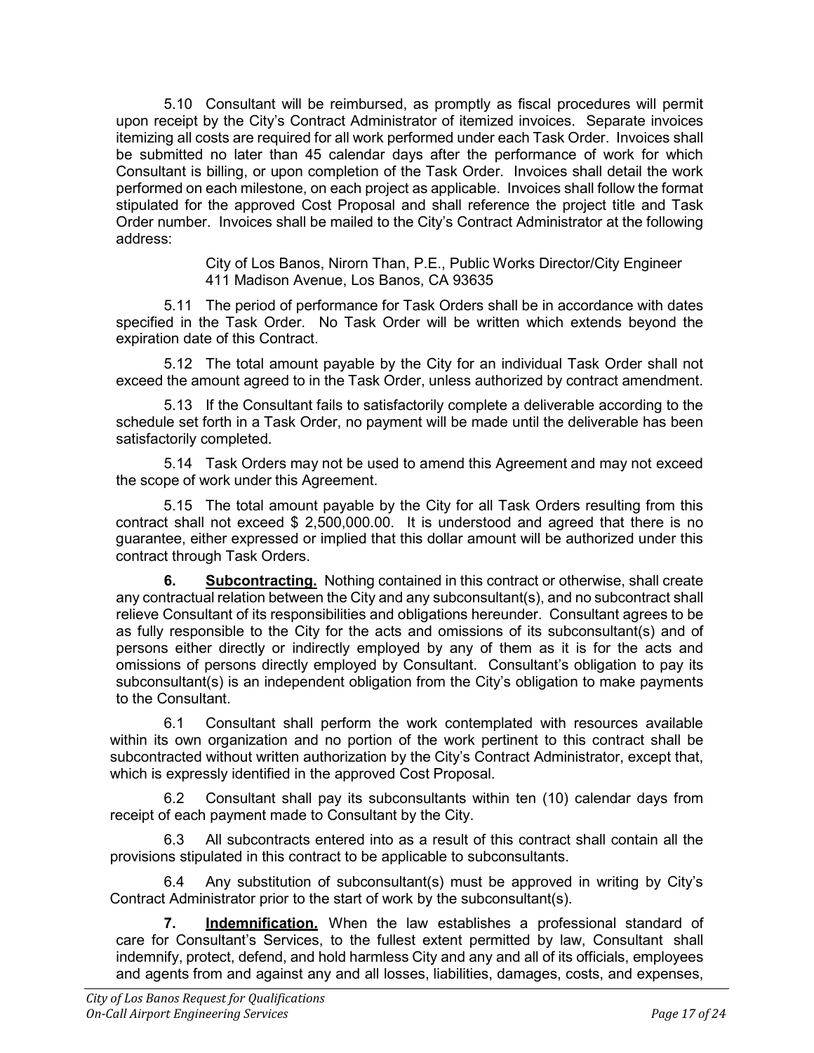5.10 Consultant will be reimbursed, as promptly as fiscal procedures will permit upon receipt by the City's Contract Administrator of itemized invoices. Separate invoices itemizing all costs are required for all work performed under each Task Order. Invoices shall be submitted no later than 45 calendar days after the performance of work for which Consultant is billing, or upon completion of the Task Order. Invoices shall detail the work performed on each milestone, on each project as applicable. Invoices shall follow the format stipulated for the approved Cost Proposal and shall reference the project title and Task Order number. Invoices shall be mailed to the City's Contract Administrator at the following address:

> City of Los Banos, Nirorn Than, P.E., Public Works Director/City Engineer
> 411 Madison Avenue, Los Banos, CA 93635

5.11 The period of performance for Task Orders shall be in accordance with dates specified in the Task Order. No Task Order will be written which extends beyond the expiration date of this Contract.

5.12 The total amount payable by the City for an individual Task Order shall not exceed the amount agreed to in the Task Order, unless authorized by contract amendment.

5.13 If the Consultant fails to satisfactorily complete a deliverable according to the schedule set forth in a Task Order, no payment will be made until the deliverable has been satisfactorily completed.

5.14 Task Orders may not be used to amend this Agreement and may not exceed the scope of work under this Agreement.

5.15 The total amount payable by the City for all Task Orders resulting from this contract shall not exceed $ 2,500,000.00. It is understood and agreed that there is no guarantee, either expressed or implied that this dollar amount will be authorized under this contract through Task Orders.

**6. <u>Subcontracting.</u>** Nothing contained in this contract or otherwise, shall create any contractual relation between the City and any subconsultant(s), and no subcontract shall relieve Consultant of its responsibilities and obligations hereunder. Consultant agrees to be as fully responsible to the City for the acts and omissions of its subconsultant(s) and of persons either directly or indirectly employed by any of them as it is for the acts and omissions of persons directly employed by Consultant. Consultant's obligation to pay its subconsultant(s) is an independent obligation from the City's obligation to make payments to the Consultant.

6.1 Consultant shall perform the work contemplated with resources available within its own organization and no portion of the work pertinent to this contract shall be subcontracted without written authorization by the City's Contract Administrator, except that, which is expressly identified in the approved Cost Proposal.

6.2 Consultant shall pay its subconsultants within ten (10) calendar days from receipt of each payment made to Consultant by the City.

6.3 All subcontracts entered into as a result of this contract shall contain all the provisions stipulated in this contract to be applicable to subconsultants.

6.4 Any substitution of subconsultant(s) must be approved in writing by City's Contract Administrator prior to the start of work by the subconsultant(s).

**7. <u>Indemnification.</u>** When the law establishes a professional standard of care for Consultant's Services, to the fullest extent permitted by law, Consultant shall indemnify, protect, defend, and hold harmless City and any and all of its officials, employees and agents from and against any and all losses, liabilities, damages, costs, and expenses,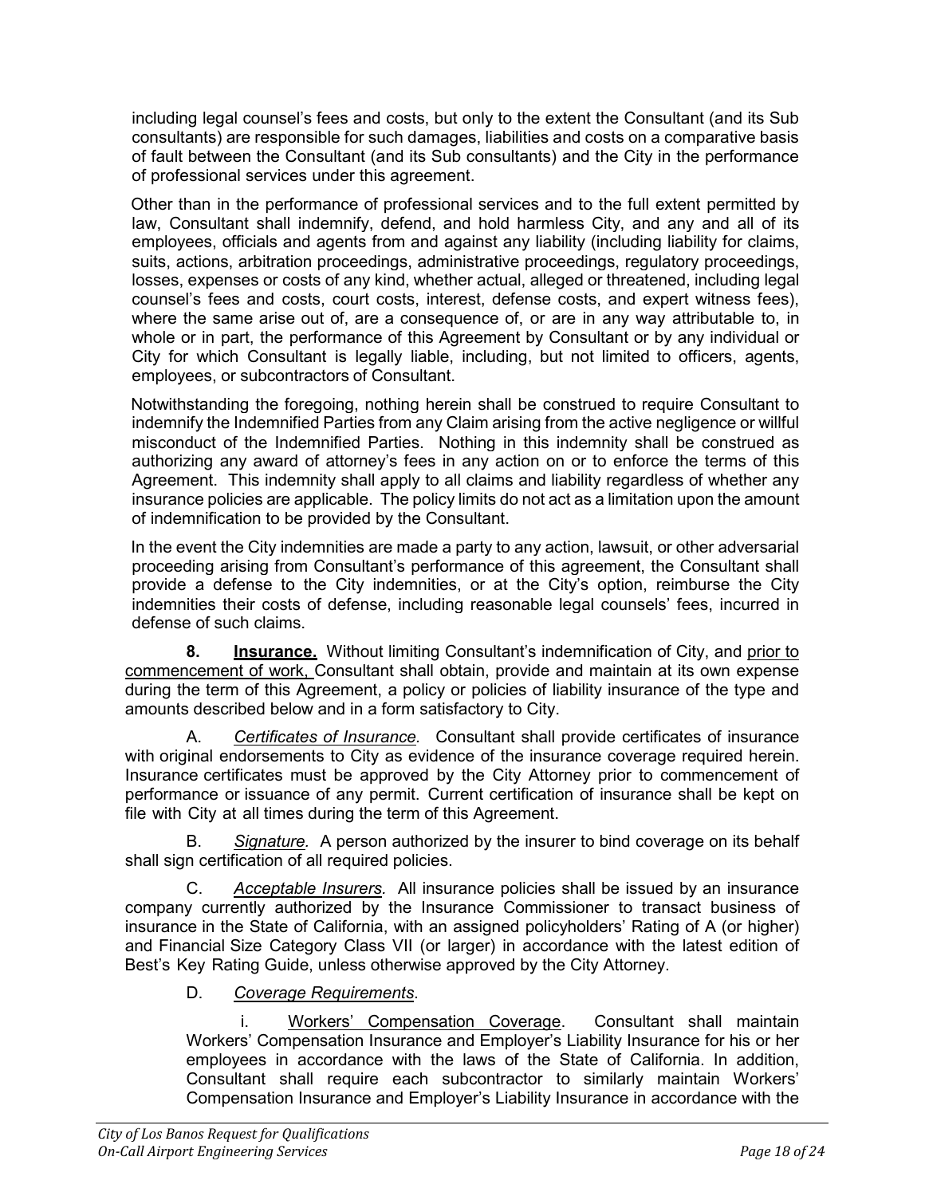including legal counsel's fees and costs, but only to the extent the Consultant (and its Sub consultants) are responsible for such damages, liabilities and costs on a comparative basis of fault between the Consultant (and its Sub consultants) and the City in the performance of professional services under this agreement.

Other than in the performance of professional services and to the full extent permitted by law, Consultant shall indemnify, defend, and hold harmless City, and any and all of its employees, officials and agents from and against any liability (including liability for claims, suits, actions, arbitration proceedings, administrative proceedings, regulatory proceedings, losses, expenses or costs of any kind, whether actual, alleged or threatened, including legal counsel's fees and costs, court costs, interest, defense costs, and expert witness fees), where the same arise out of, are a consequence of, or are in any way attributable to, in whole or in part, the performance of this Agreement by Consultant or by any individual or City for which Consultant is legally liable, including, but not limited to officers, agents, employees, or subcontractors of Consultant.

Notwithstanding the foregoing, nothing herein shall be construed to require Consultant to indemnify the Indemnified Parties from any Claim arising from the active negligence or willful misconduct of the Indemnified Parties. Nothing in this indemnity shall be construed as authorizing any award of attorney's fees in any action on or to enforce the terms of this Agreement. This indemnity shall apply to all claims and liability regardless of whether any insurance policies are applicable. The policy limits do not act as a limitation upon the amount of indemnification to be provided by the Consultant.

In the event the City indemnities are made a party to any action, lawsuit, or other adversarial proceeding arising from Consultant's performance of this agreement, the Consultant shall provide a defense to the City indemnities, or at the City's option, reimburse the City indemnities their costs of defense, including reasonable legal counsels' fees, incurred in defense of such claims.

**8. Insurance.** Without limiting Consultant's indemnification of City, and prior to commencement of work, Consultant shall obtain, provide and maintain at its own expense during the term of this Agreement, a policy or policies of liability insurance of the type and amounts described below and in a form satisfactory to City.

A. *Certificates of Insurance.* Consultant shall provide certificates of insurance with original endorsements to City as evidence of the insurance coverage required herein. Insurance certificates must be approved by the City Attorney prior to commencement of performance or issuance of any permit. Current certification of insurance shall be kept on file with City at all times during the term of this Agreement.

B. *Signature.* A person authorized by the insurer to bind coverage on its behalf shall sign certification of all required policies.

C. *Acceptable Insurers.* All insurance policies shall be issued by an insurance company currently authorized by the Insurance Commissioner to transact business of insurance in the State of California, with an assigned policyholders' Rating of A (or higher) and Financial Size Category Class VII (or larger) in accordance with the latest edition of Best's Key Rating Guide, unless otherwise approved by the City Attorney.

D. *Coverage Requirements*.

i. Workers' Compensation Coverage. Consultant shall maintain Workers' Compensation Insurance and Employer's Liability Insurance for his or her employees in accordance with the laws of the State of California. In addition, Consultant shall require each subcontractor to similarly maintain Workers' Compensation Insurance and Employer's Liability Insurance in accordance with the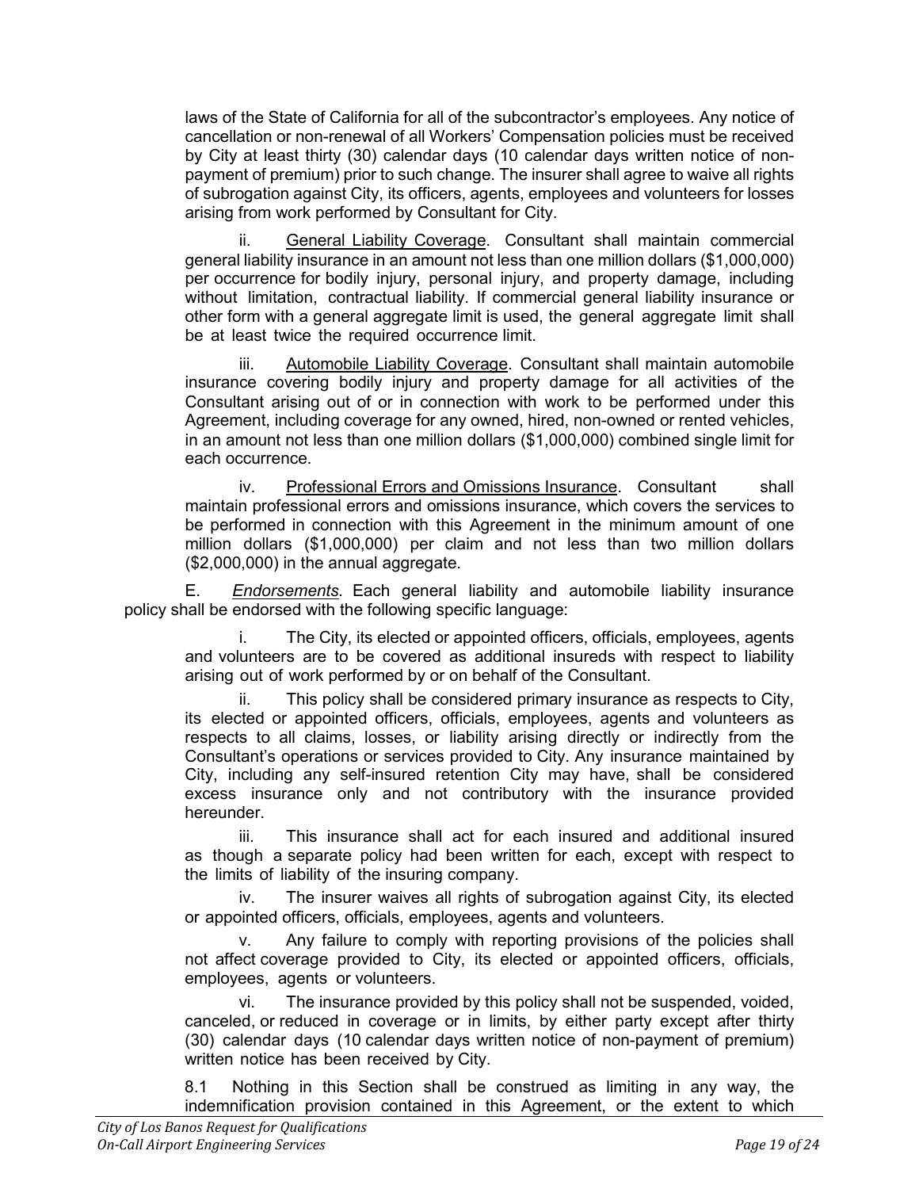laws of the State of California for all of the subcontractor's employees. Any notice of cancellation or non-renewal of all Workers' Compensation policies must be received by City at least thirty (30) calendar days (10 calendar days written notice of non-payment of premium) prior to such change. The insurer shall agree to waive all rights of subrogation against City, its officers, agents, employees and volunteers for losses arising from work performed by Consultant for City.

ii. General Liability Coverage. Consultant shall maintain commercial general liability insurance in an amount not less than one million dollars ($1,000,000) per occurrence for bodily injury, personal injury, and property damage, including without limitation, contractual liability. If commercial general liability insurance or other form with a general aggregate limit is used, the general aggregate limit shall be at least twice the required occurrence limit.

iii. Automobile Liability Coverage. Consultant shall maintain automobile insurance covering bodily injury and property damage for all activities of the Consultant arising out of or in connection with work to be performed under this Agreement, including coverage for any owned, hired, non-owned or rented vehicles, in an amount not less than one million dollars ($1,000,000) combined single limit for each occurrence.

iv. Professional Errors and Omissions Insurance. Consultant shall maintain professional errors and omissions insurance, which covers the services to be performed in connection with this Agreement in the minimum amount of one million dollars ($1,000,000) per claim and not less than two million dollars ($2,000,000) in the annual aggregate.

E. *Endorsements.* Each general liability and automobile liability insurance policy shall be endorsed with the following specific language:

i. The City, its elected or appointed officers, officials, employees, agents and volunteers are to be covered as additional insureds with respect to liability arising out of work performed by or on behalf of the Consultant.

ii. This policy shall be considered primary insurance as respects to City, its elected or appointed officers, officials, employees, agents and volunteers as respects to all claims, losses, or liability arising directly or indirectly from the Consultant's operations or services provided to City. Any insurance maintained by City, including any self-insured retention City may have, shall be considered excess insurance only and not contributory with the insurance provided hereunder.

iii. This insurance shall act for each insured and additional insured as though a separate policy had been written for each, except with respect to the limits of liability of the insuring company.

iv. The insurer waives all rights of subrogation against City, its elected or appointed officers, officials, employees, agents and volunteers.

v. Any failure to comply with reporting provisions of the policies shall not affect coverage provided to City, its elected or appointed officers, officials, employees, agents or volunteers.

vi. The insurance provided by this policy shall not be suspended, voided, canceled, or reduced in coverage or in limits, by either party except after thirty (30) calendar days (10 calendar days written notice of non-payment of premium) written notice has been received by City.

8.1 Nothing in this Section shall be construed as limiting in any way, the indemnification provision contained in this Agreement, or the extent to which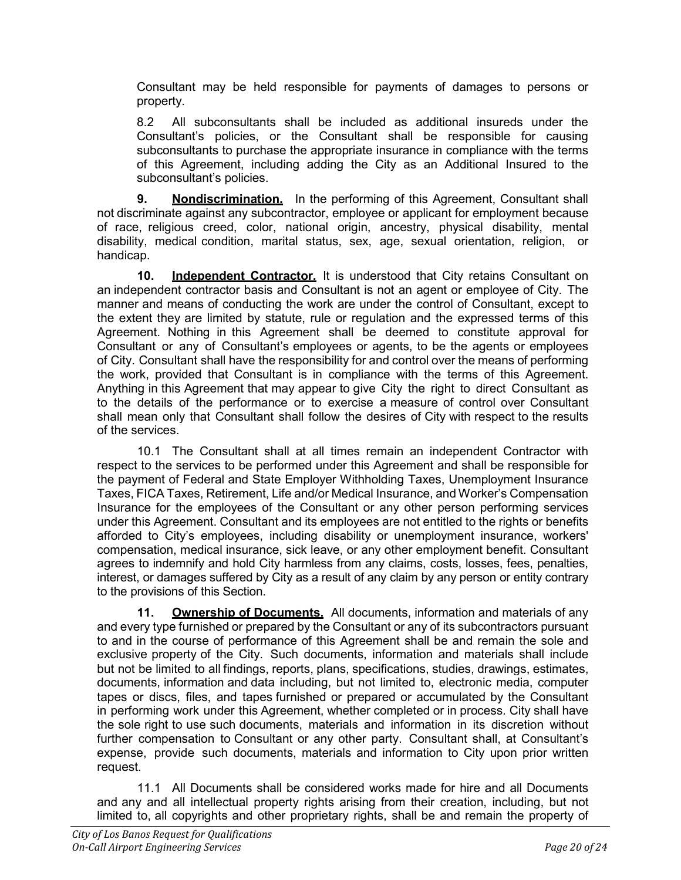Consultant may be held responsible for payments of damages to persons or property.

8.2 All subconsultants shall be included as additional insureds under the Consultant's policies, or the Consultant shall be responsible for causing subconsultants to purchase the appropriate insurance in compliance with the terms of this Agreement, including adding the City as an Additional Insured to the subconsultant's policies.

**9. Nondiscrimination.** In the performing of this Agreement, Consultant shall not discriminate against any subcontractor, employee or applicant for employment because of race, religious creed, color, national origin, ancestry, physical disability, mental disability, medical condition, marital status, sex, age, sexual orientation, religion, or handicap.

**10. Independent Contractor.** It is understood that City retains Consultant on an independent contractor basis and Consultant is not an agent or employee of City. The manner and means of conducting the work are under the control of Consultant, except to the extent they are limited by statute, rule or regulation and the expressed terms of this Agreement. Nothing in this Agreement shall be deemed to constitute approval for Consultant or any of Consultant's employees or agents, to be the agents or employees of City. Consultant shall have the responsibility for and control over the means of performing the work, provided that Consultant is in compliance with the terms of this Agreement. Anything in this Agreement that may appear to give City the right to direct Consultant as to the details of the performance or to exercise a measure of control over Consultant shall mean only that Consultant shall follow the desires of City with respect to the results of the services.

10.1 The Consultant shall at all times remain an independent Contractor with respect to the services to be performed under this Agreement and shall be responsible for the payment of Federal and State Employer Withholding Taxes, Unemployment Insurance Taxes, FICA Taxes, Retirement, Life and/or Medical Insurance, and Worker's Compensation Insurance for the employees of the Consultant or any other person performing services under this Agreement. Consultant and its employees are not entitled to the rights or benefits afforded to City's employees, including disability or unemployment insurance, workers' compensation, medical insurance, sick leave, or any other employment benefit. Consultant agrees to indemnify and hold City harmless from any claims, costs, losses, fees, penalties, interest, or damages suffered by City as a result of any claim by any person or entity contrary to the provisions of this Section.

**11. Ownership of Documents.** All documents, information and materials of any and every type furnished or prepared by the Consultant or any of its subcontractors pursuant to and in the course of performance of this Agreement shall be and remain the sole and exclusive property of the City. Such documents, information and materials shall include but not be limited to all findings, reports, plans, specifications, studies, drawings, estimates, documents, information and data including, but not limited to, electronic media, computer tapes or discs, files, and tapes furnished or prepared or accumulated by the Consultant in performing work under this Agreement, whether completed or in process. City shall have the sole right to use such documents, materials and information in its discretion without further compensation to Consultant or any other party. Consultant shall, at Consultant's expense, provide such documents, materials and information to City upon prior written request.

11.1 All Documents shall be considered works made for hire and all Documents and any and all intellectual property rights arising from their creation, including, but not limited to, all copyrights and other proprietary rights, shall be and remain the property of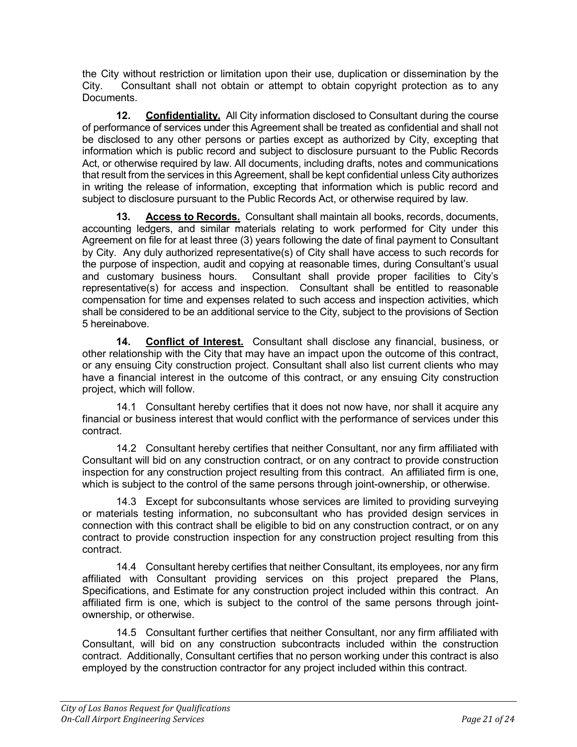the City without restriction or limitation upon their use, duplication or dissemination by the City. Consultant shall not obtain or attempt to obtain copyright protection as to any Documents.

**12. Confidentiality.** All City information disclosed to Consultant during the course of performance of services under this Agreement shall be treated as confidential and shall not be disclosed to any other persons or parties except as authorized by City, excepting that information which is public record and subject to disclosure pursuant to the Public Records Act, or otherwise required by law. All documents, including drafts, notes and communications that result from the services in this Agreement, shall be kept confidential unless City authorizes in writing the release of information, excepting that information which is public record and subject to disclosure pursuant to the Public Records Act, or otherwise required by law.

**13. Access to Records.** Consultant shall maintain all books, records, documents, accounting ledgers, and similar materials relating to work performed for City under this Agreement on file for at least three (3) years following the date of final payment to Consultant by City. Any duly authorized representative(s) of City shall have access to such records for the purpose of inspection, audit and copying at reasonable times, during Consultant's usual and customary business hours. Consultant shall provide proper facilities to City's representative(s) for access and inspection. Consultant shall be entitled to reasonable compensation for time and expenses related to such access and inspection activities, which shall be considered to be an additional service to the City, subject to the provisions of Section 5 hereinabove.

**14. Conflict of Interest.** Consultant shall disclose any financial, business, or other relationship with the City that may have an impact upon the outcome of this contract, or any ensuing City construction project. Consultant shall also list current clients who may have a financial interest in the outcome of this contract, or any ensuing City construction project, which will follow.

14.1 Consultant hereby certifies that it does not now have, nor shall it acquire any financial or business interest that would conflict with the performance of services under this contract.

14.2 Consultant hereby certifies that neither Consultant, nor any firm affiliated with Consultant will bid on any construction contract, or on any contract to provide construction inspection for any construction project resulting from this contract. An affiliated firm is one, which is subject to the control of the same persons through joint-ownership, or otherwise.

14.3 Except for subconsultants whose services are limited to providing surveying or materials testing information, no subconsultant who has provided design services in connection with this contract shall be eligible to bid on any construction contract, or on any contract to provide construction inspection for any construction project resulting from this contract.

14.4 Consultant hereby certifies that neither Consultant, its employees, nor any firm affiliated with Consultant providing services on this project prepared the Plans, Specifications, and Estimate for any construction project included within this contract. An affiliated firm is one, which is subject to the control of the same persons through joint-ownership, or otherwise.

14.5 Consultant further certifies that neither Consultant, nor any firm affiliated with Consultant, will bid on any construction subcontracts included within the construction contract. Additionally, Consultant certifies that no person working under this contract is also employed by the construction contractor for any project included within this contract.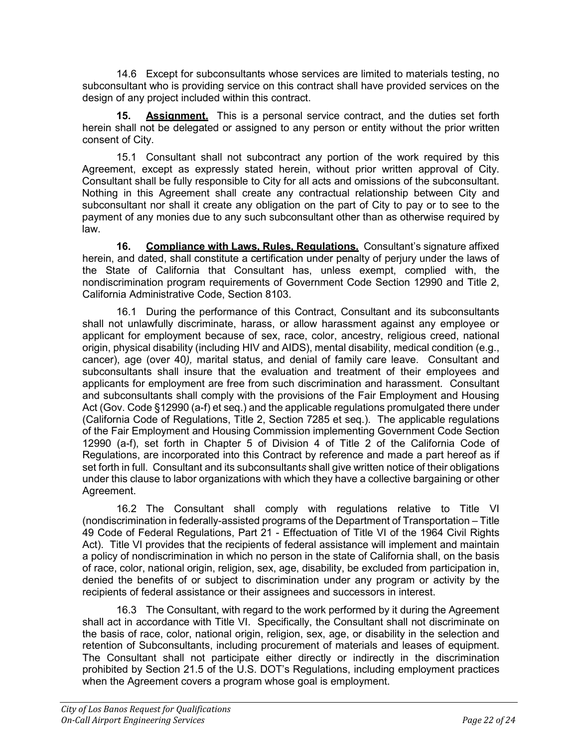14.6 Except for subconsultants whose services are limited to materials testing, no subconsultant who is providing service on this contract shall have provided services on the design of any project included within this contract.

**15. Assignment.** This is a personal service contract, and the duties set forth herein shall not be delegated or assigned to any person or entity without the prior written consent of City.

15.1 Consultant shall not subcontract any portion of the work required by this Agreement, except as expressly stated herein, without prior written approval of City. Consultant shall be fully responsible to City for all acts and omissions of the subconsultant. Nothing in this Agreement shall create any contractual relationship between City and subconsultant nor shall it create any obligation on the part of City to pay or to see to the payment of any monies due to any such subconsultant other than as otherwise required by law.

**16. Compliance with Laws, Rules, Regulations.** Consultant's signature affixed herein, and dated, shall constitute a certification under penalty of perjury under the laws of the State of California that Consultant has, unless exempt, complied with, the nondiscrimination program requirements of Government Code Section 12990 and Title 2, California Administrative Code, Section 8103.

16.1 During the performance of this Contract, Consultant and its subconsultants shall not unlawfully discriminate, harass, or allow harassment against any employee or applicant for employment because of sex, race, color, ancestry, religious creed, national origin, physical disability (including HIV and AIDS), mental disability, medical condition (e.g., cancer), age (over 40*),* marital status, and denial of family care leave. Consultant and subconsultants shall insure that the evaluation and treatment of their employees and applicants for employment are free from such discrimination and harassment. Consultant and subconsultants shall comply with the provisions of the Fair Employment and Housing Act (Gov. Code §12990 (a-f) et seq.) and the applicable regulations promulgated there under (California Code of Regulations, Title 2, Section 7285 et seq.). The applicable regulations of the Fair Employment and Housing Commission implementing Government Code Section 12990 (a-f), set forth in Chapter 5 of Division 4 of Title 2 of the California Code of Regulations, are incorporated into this Contract by reference and made a part hereof as if set forth in full. Consultant and its subconsultants shall give written notice of their obligations under this clause to labor organizations with which they have a collective bargaining or other Agreement.

16.2 The Consultant shall comply with regulations relative to Title VI (nondiscrimination in federally-assisted programs of the Department of Transportation – Title 49 Code of Federal Regulations, Part 21 - Effectuation of Title VI of the 1964 Civil Rights Act). Title VI provides that the recipients of federal assistance will implement and maintain a policy of nondiscrimination in which no person in the state of California shall, on the basis of race, color, national origin, religion, sex, age, disability, be excluded from participation in, denied the benefits of or subject to discrimination under any program or activity by the recipients of federal assistance or their assignees and successors in interest.

16.3 The Consultant, with regard to the work performed by it during the Agreement shall act in accordance with Title VI. Specifically, the Consultant shall not discriminate on the basis of race, color, national origin, religion, sex, age, or disability in the selection and retention of Subconsultants, including procurement of materials and leases of equipment. The Consultant shall not participate either directly or indirectly in the discrimination prohibited by Section 21.5 of the U.S. DOT's Regulations, including employment practices when the Agreement covers a program whose goal is employment.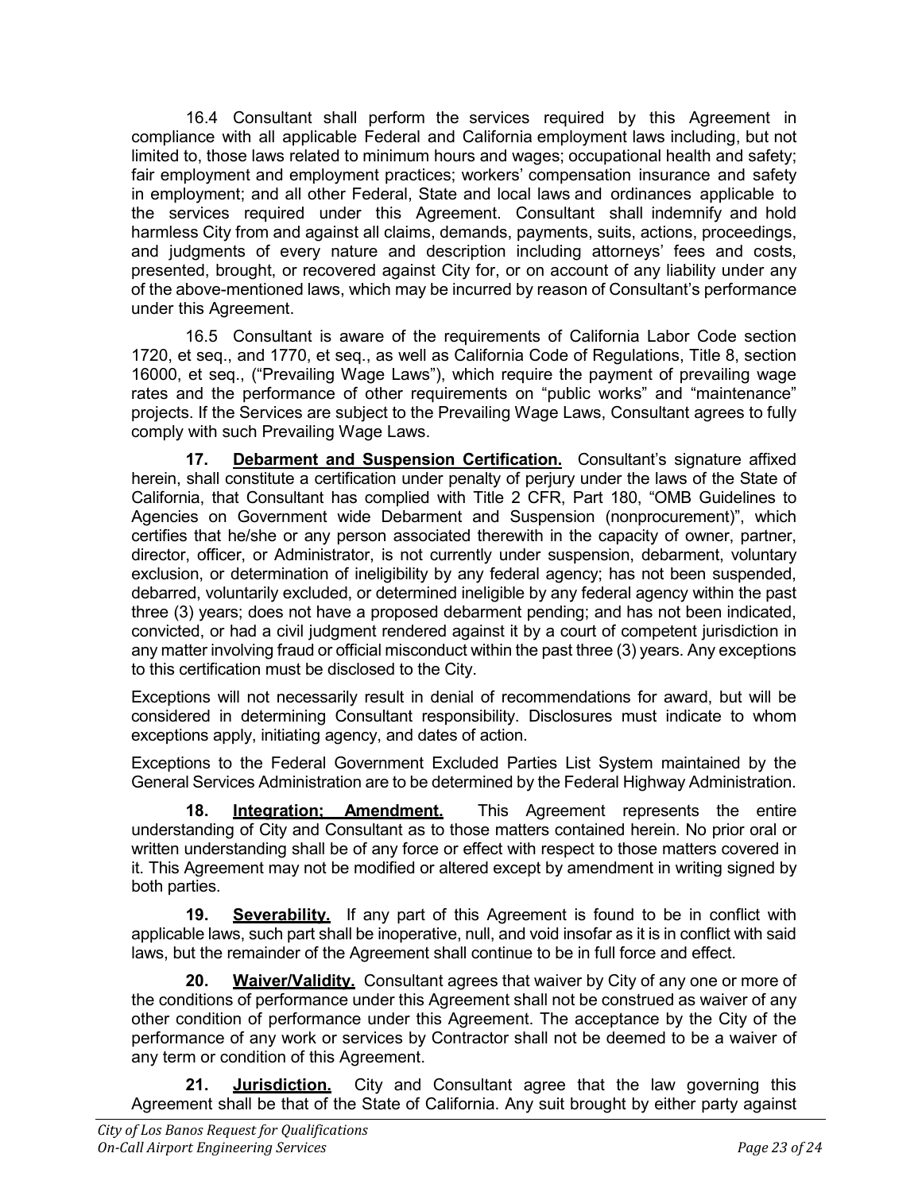16.4 Consultant shall perform the services required by this Agreement in compliance with all applicable Federal and California employment laws including, but not limited to, those laws related to minimum hours and wages; occupational health and safety; fair employment and employment practices; workers' compensation insurance and safety in employment; and all other Federal, State and local laws and ordinances applicable to the services required under this Agreement. Consultant shall indemnify and hold harmless City from and against all claims, demands, payments, suits, actions, proceedings, and judgments of every nature and description including attorneys' fees and costs, presented, brought, or recovered against City for, or on account of any liability under any of the above-mentioned laws, which may be incurred by reason of Consultant's performance under this Agreement.

16.5 Consultant is aware of the requirements of California Labor Code section 1720, et seq., and 1770, et seq., as well as California Code of Regulations, Title 8, section 16000, et seq., ("Prevailing Wage Laws"), which require the payment of prevailing wage rates and the performance of other requirements on "public works" and "maintenance" projects. If the Services are subject to the Prevailing Wage Laws, Consultant agrees to fully comply with such Prevailing Wage Laws.

**17. Debarment and Suspension Certification.** Consultant's signature affixed herein, shall constitute a certification under penalty of perjury under the laws of the State of California, that Consultant has complied with Title 2 CFR, Part 180, "OMB Guidelines to Agencies on Government wide Debarment and Suspension (nonprocurement)", which certifies that he/she or any person associated therewith in the capacity of owner, partner, director, officer, or Administrator, is not currently under suspension, debarment, voluntary exclusion, or determination of ineligibility by any federal agency; has not been suspended, debarred, voluntarily excluded, or determined ineligible by any federal agency within the past three (3) years; does not have a proposed debarment pending; and has not been indicated, convicted, or had a civil judgment rendered against it by a court of competent jurisdiction in any matter involving fraud or official misconduct within the past three (3) years. Any exceptions to this certification must be disclosed to the City.

Exceptions will not necessarily result in denial of recommendations for award, but will be considered in determining Consultant responsibility. Disclosures must indicate to whom exceptions apply, initiating agency, and dates of action.

Exceptions to the Federal Government Excluded Parties List System maintained by the General Services Administration are to be determined by the Federal Highway Administration.

**18. Integration; Amendment.** This Agreement represents the entire understanding of City and Consultant as to those matters contained herein. No prior oral or written understanding shall be of any force or effect with respect to those matters covered in it. This Agreement may not be modified or altered except by amendment in writing signed by both parties.

**19. Severability.** If any part of this Agreement is found to be in conflict with applicable laws, such part shall be inoperative, null, and void insofar as it is in conflict with said laws, but the remainder of the Agreement shall continue to be in full force and effect.

**20. Waiver/Validity.** Consultant agrees that waiver by City of any one or more of the conditions of performance under this Agreement shall not be construed as waiver of any other condition of performance under this Agreement. The acceptance by the City of the performance of any work or services by Contractor shall not be deemed to be a waiver of any term or condition of this Agreement.

**21. Jurisdiction.** City and Consultant agree that the law governing this Agreement shall be that of the State of California. Any suit brought by either party against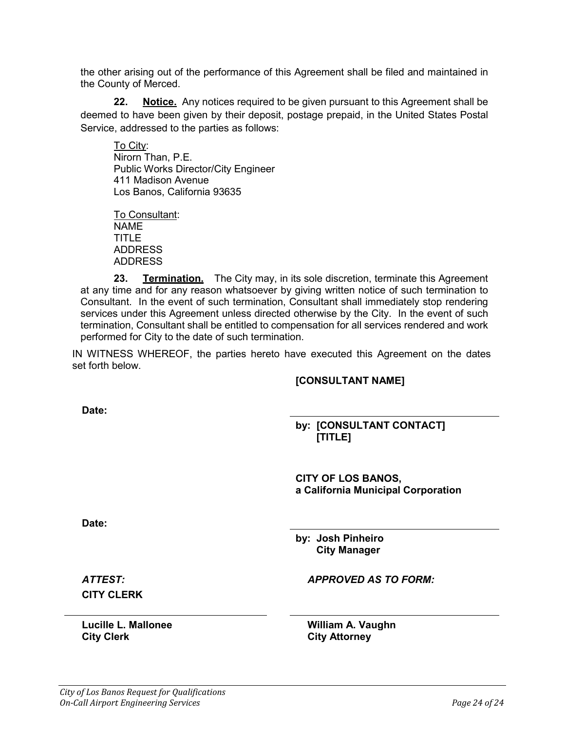the other arising out of the performance of this Agreement shall be filed and maintained in the County of Merced.

**22. Notice.** Any notices required to be given pursuant to this Agreement shall be deemed to have been given by their deposit, postage prepaid, in the United States Postal Service, addressed to the parties as follows:

To City:
Nirorn Than, P.E.
Public Works Director/City Engineer
411 Madison Avenue
Los Banos, California 93635

To Consultant:
NAME
TITLE
ADDRESS
ADDRESS

**23. Termination.** The City may, in its sole discretion, terminate this Agreement at any time and for any reason whatsoever by giving written notice of such termination to Consultant. In the event of such termination, Consultant shall immediately stop rendering services under this Agreement unless directed otherwise by the City. In the event of such termination, Consultant shall be entitled to compensation for all services rendered and work performed for City to the date of such termination.

IN WITNESS WHEREOF, the parties hereto have executed this Agreement on the dates set forth below.

**[CONSULTANT NAME]**

**Date:**

**by: [CONSULTANT CONTACT]**
**[TITLE]**

**CITY OF LOS BANOS,**
**a California Municipal Corporation**

**Date:**

**by: Josh Pinheiro**
**City Manager**

***ATTEST:***
**CITY CLERK**

**Lucille L. Mallonee**
**City Clerk**

***APPROVED AS TO FORM:***

**William A. Vaughn**
**City Attorney**